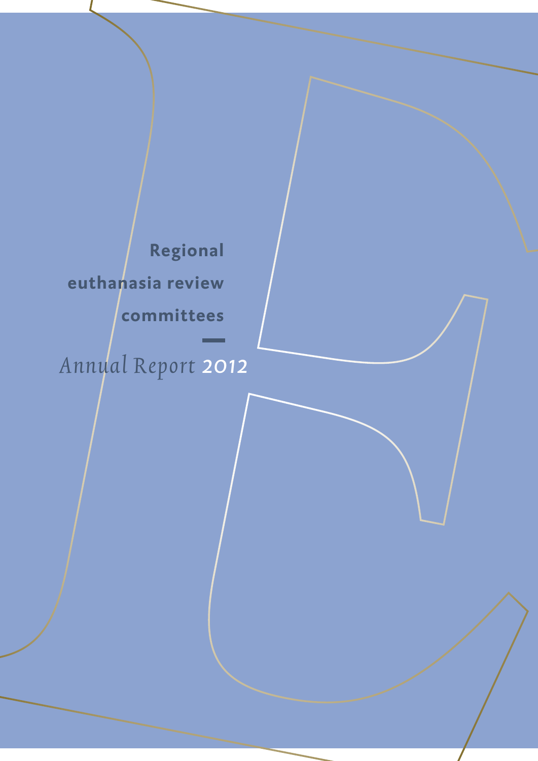# Regional euthanasia review committees

*Annual Report* 2012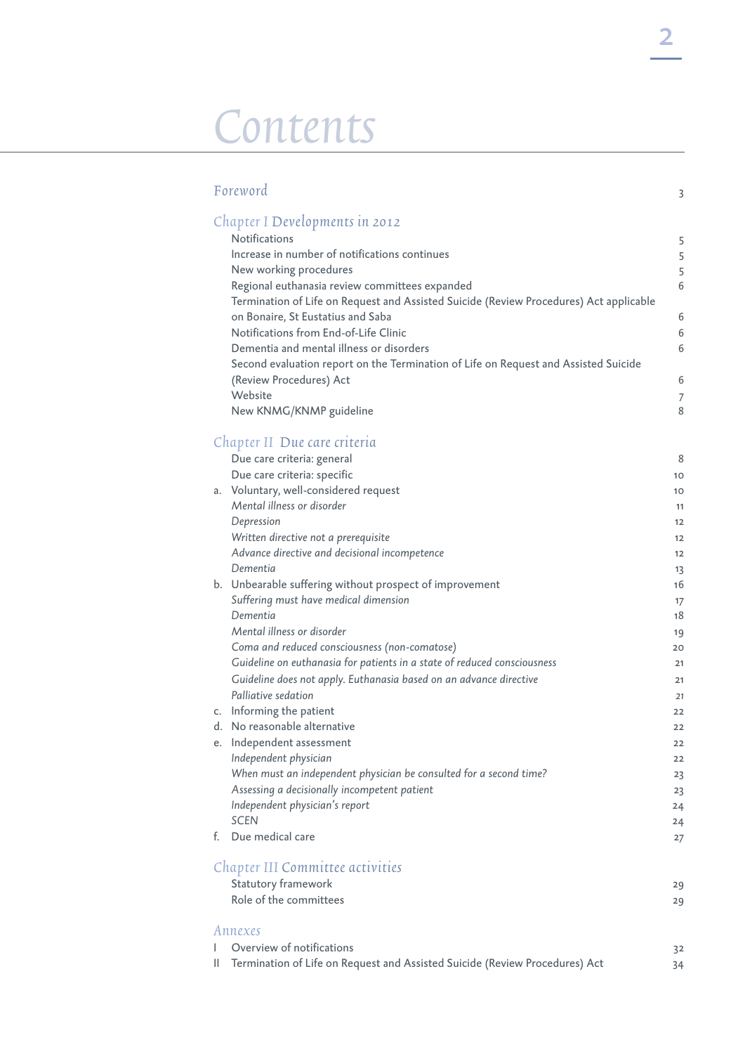# Contents

| | | |
|---|---|---|
| **Foreword** | | 3 |
| **Chapter I Developments in 2012** | | |
| | Notifications | 5 |
| | Increase in number of notifications continues | 5 |
| | New working procedures | 5 |
| | Regional euthanasia review committees expanded | 6 |
| | Termination of Life on Request and Assisted Suicide (Review Procedures) Act applicable on Bonaire, St Eustatius and Saba | 6 |
| | Notifications from End-of-Life Clinic | 6 |
| | Dementia and mental illness or disorders | 6 |
| | Second evaluation report on the Termination of Life on Request and Assisted Suicide (Review Procedures) Act | 6 |
| | Website | 7 |
| | New KNMG/KNMP guideline | 8 |
| **Chapter II Due care criteria** | | |
| | Due care criteria: general | 8 |
| | Due care criteria: specific | 10 |
| a. | Voluntary, well-considered request | 10 |
| | *Mental illness or disorder* | 11 |
| | *Depression* | 12 |
| | *Written directive not a prerequisite* | 12 |
| | *Advance directive and decisional incompetence* | 12 |
| | *Dementia* | 13 |
| b. | Unbearable suffering without prospect of improvement | 16 |
| | *Suffering must have medical dimension* | 17 |
| | *Dementia* | 18 |
| | *Mental illness or disorder* | 19 |
| | *Coma and reduced consciousness (non-comatose)* | 20 |
| | *Guideline on euthanasia for patients in a state of reduced consciousness* | 21 |
| | *Guideline does not apply. Euthanasia based on an advance directive* | 21 |
| | *Palliative sedation* | 21 |
| c. | Informing the patient | 22 |
| d. | No reasonable alternative | 22 |
| e. | Independent assessment | 22 |
| | *Independent physician* | 22 |
| | *When must an independent physician be consulted for a second time?* | 23 |
| | *Assessing a decisionally incompetent patient* | 23 |
| | *Independent physician's report* | 24 |
| | *SCEN* | 24 |
| f. | Due medical care | 27 |
| **Chapter III Committee activities** | | |
| | Statutory framework | 29 |
| | Role of the committees | 29 |
| **Annexes** | | |
| I | Overview of notifications | 32 |
| II | Termination of Life on Request and Assisted Suicide (Review Procedures) Act | 34 |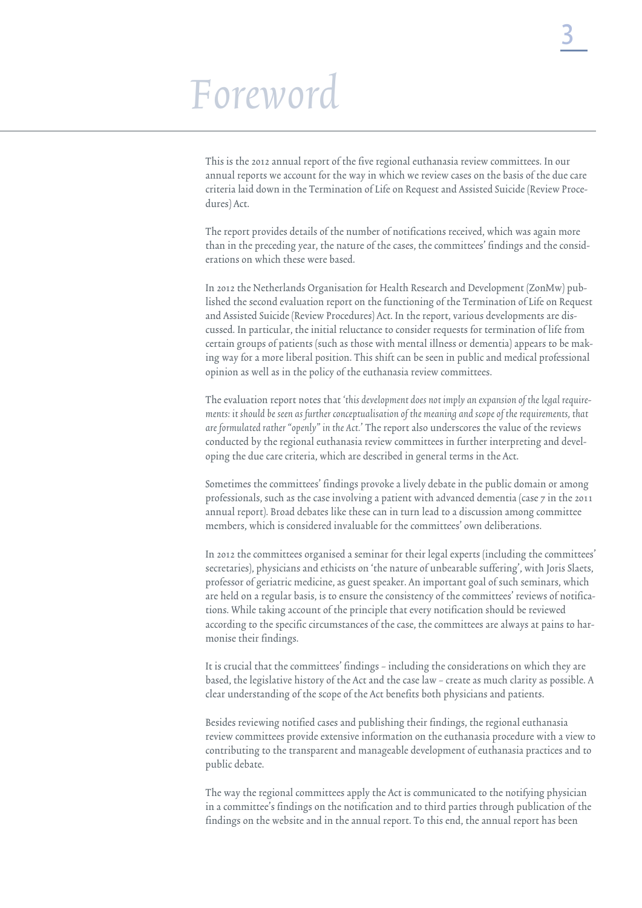# Foreword

This is the 2012 annual report of the five regional euthanasia review committees. In our annual reports we account for the way in which we review cases on the basis of the due care criteria laid down in the Termination of Life on Request and Assisted Suicide (Review Procedures) Act.

The report provides details of the number of notifications received, which was again more than in the preceding year, the nature of the cases, the committees' findings and the considerations on which these were based.

In 2012 the Netherlands Organisation for Health Research and Development (ZonMw) published the second evaluation report on the functioning of the Termination of Life on Request and Assisted Suicide (Review Procedures) Act. In the report, various developments are discussed. In particular, the initial reluctance to consider requests for termination of life from certain groups of patients (such as those with mental illness or dementia) appears to be making way for a more liberal position. This shift can be seen in public and medical professional opinion as well as in the policy of the euthanasia review committees.

The evaluation report notes that '*this development does not imply an expansion of the legal requirements: it should be seen as further conceptualisation of the meaning and scope of the requirements, that are formulated rather "openly" in the Act.*' The report also underscores the value of the reviews conducted by the regional euthanasia review committees in further interpreting and developing the due care criteria, which are described in general terms in the Act.

Sometimes the committees' findings provoke a lively debate in the public domain or among professionals, such as the case involving a patient with advanced dementia (case 7 in the 2011 annual report). Broad debates like these can in turn lead to a discussion among committee members, which is considered invaluable for the committees' own deliberations.

In 2012 the committees organised a seminar for their legal experts (including the committees' secretaries), physicians and ethicists on 'the nature of unbearable suffering', with Joris Slaets, professor of geriatric medicine, as guest speaker. An important goal of such seminars, which are held on a regular basis, is to ensure the consistency of the committees' reviews of notifications. While taking account of the principle that every notification should be reviewed according to the specific circumstances of the case, the committees are always at pains to harmonise their findings.

It is crucial that the committees' findings – including the considerations on which they are based, the legislative history of the Act and the case law – create as much clarity as possible. A clear understanding of the scope of the Act benefits both physicians and patients.

Besides reviewing notified cases and publishing their findings, the regional euthanasia review committees provide extensive information on the euthanasia procedure with a view to contributing to the transparent and manageable development of euthanasia practices and to public debate.

The way the regional committees apply the Act is communicated to the notifying physician in a committee's findings on the notification and to third parties through publication of the findings on the website and in the annual report. To this end, the annual report has been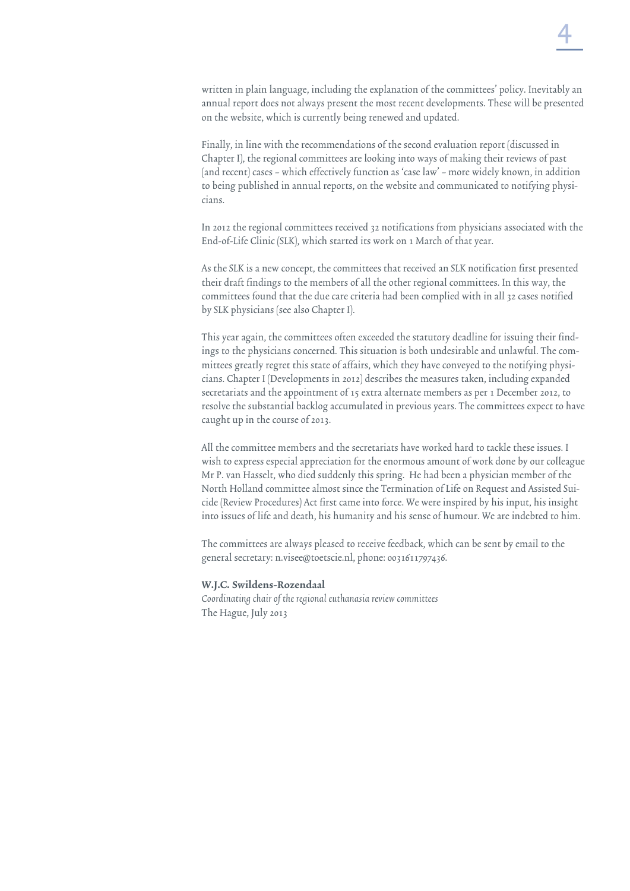written in plain language, including the explanation of the committees' policy. Inevitably an annual report does not always present the most recent developments. These will be presented on the website, which is currently being renewed and updated.

Finally, in line with the recommendations of the second evaluation report (discussed in Chapter I), the regional committees are looking into ways of making their reviews of past (and recent) cases – which effectively function as 'case law' – more widely known, in addition to being published in annual reports, on the website and communicated to notifying physicians.

In 2012 the regional committees received 32 notifications from physicians associated with the End-of-Life Clinic (SLK), which started its work on 1 March of that year.

As the SLK is a new concept, the committees that received an SLK notification first presented their draft findings to the members of all the other regional committees. In this way, the committees found that the due care criteria had been complied with in all 32 cases notified by SLK physicians (see also Chapter I).

This year again, the committees often exceeded the statutory deadline for issuing their findings to the physicians concerned. This situation is both undesirable and unlawful. The committees greatly regret this state of affairs, which they have conveyed to the notifying physicians. Chapter I (Developments in 2012) describes the measures taken, including expanded secretariats and the appointment of 15 extra alternate members as per 1 December 2012, to resolve the substantial backlog accumulated in previous years. The committees expect to have caught up in the course of 2013.

All the committee members and the secretariats have worked hard to tackle these issues. I wish to express especial appreciation for the enormous amount of work done by our colleague Mr P. van Hasselt, who died suddenly this spring. He had been a physician member of the North Holland committee almost since the Termination of Life on Request and Assisted Suicide (Review Procedures) Act first came into force. We were inspired by his input, his insight into issues of life and death, his humanity and his sense of humour. We are indebted to him.

The committees are always pleased to receive feedback, which can be sent by email to the general secretary: n.visee@toetscie.nl, phone: 0031611797436.

**W.J.C. Swildens-Rozendaal**
*Coordinating chair of the regional euthanasia review committees*
The Hague, July 2013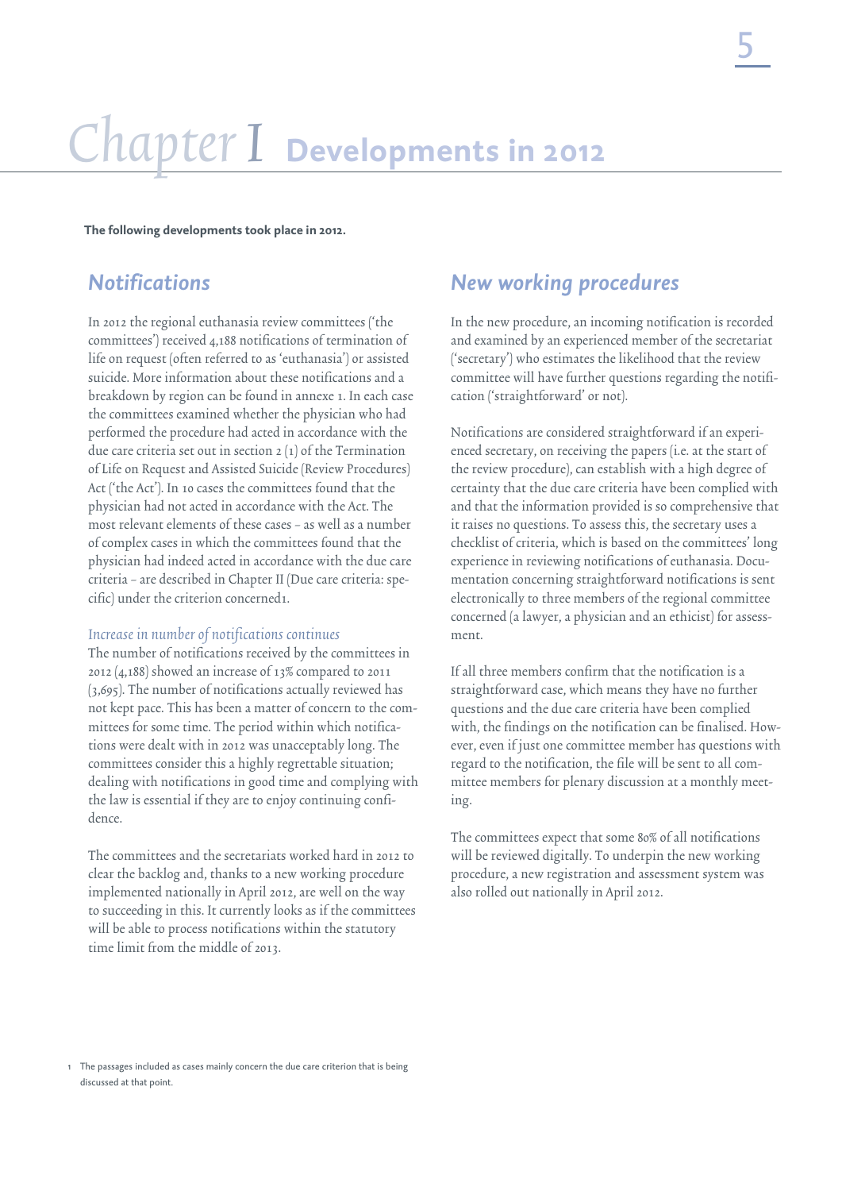# Chapter I Developments in 2012

**The following developments took place in 2012.**

## Notifications

In 2012 the regional euthanasia review committees ('the committees') received 4,188 notifications of termination of life on request (often referred to as 'euthanasia') or assisted suicide. More information about these notifications and a breakdown by region can be found in annexe 1. In each case the committees examined whether the physician who had performed the procedure had acted in accordance with the due care criteria set out in section 2 (1) of the Termination of Life on Request and Assisted Suicide (Review Procedures) Act ('the Act'). In 10 cases the committees found that the physician had not acted in accordance with the Act. The most relevant elements of these cases – as well as a number of complex cases in which the committees found that the physician had indeed acted in accordance with the due care criteria – are described in Chapter II (Due care criteria: specific) under the criterion concerned[1].

### *Increase in number of notifications continues*

The number of notifications received by the committees in 2012 (4,188) showed an increase of 13% compared to 2011 (3,695). The number of notifications actually reviewed has not kept pace. This has been a matter of concern to the committees for some time. The period within which notifications were dealt with in 2012 was unacceptably long. The committees consider this a highly regrettable situation; dealing with notifications in good time and complying with the law is essential if they are to enjoy continuing confidence.

The committees and the secretariats worked hard in 2012 to clear the backlog and, thanks to a new working procedure implemented nationally in April 2012, are well on the way to succeeding in this. It currently looks as if the committees will be able to process notifications within the statutory time limit from the middle of 2013.

## New working procedures

In the new procedure, an incoming notification is recorded and examined by an experienced member of the secretariat ('secretary') who estimates the likelihood that the review committee will have further questions regarding the notification ('straightforward' or not).

Notifications are considered straightforward if an experienced secretary, on receiving the papers (i.e. at the start of the review procedure), can establish with a high degree of certainty that the due care criteria have been complied with and that the information provided is so comprehensive that it raises no questions. To assess this, the secretary uses a checklist of criteria, which is based on the committees' long experience in reviewing notifications of euthanasia. Documentation concerning straightforward notifications is sent electronically to three members of the regional committee concerned (a lawyer, a physician and an ethicist) for assessment.

If all three members confirm that the notification is a straightforward case, which means they have no further questions and the due care criteria have been complied with, the findings on the notification can be finalised. However, even if just one committee member has questions with regard to the notification, the file will be sent to all committee members for plenary discussion at a monthly meeting.

The committees expect that some 80% of all notifications will be reviewed digitally. To underpin the new working procedure, a new registration and assessment system was also rolled out nationally in April 2012.

---

[1] The passages included as cases mainly concern the due care criterion that is being discussed at that point.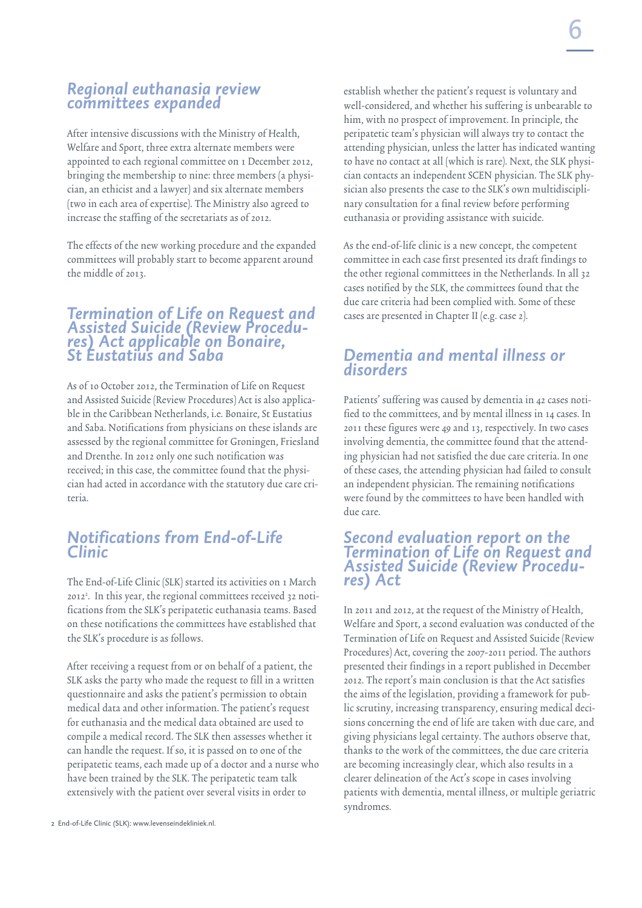## Regional euthanasia review committees expanded

After intensive discussions with the Ministry of Health, Welfare and Sport, three extra alternate members were appointed to each regional committee on 1 December 2012, bringing the membership to nine: three members (a physician, an ethicist and a lawyer) and six alternate members (two in each area of expertise). The Ministry also agreed to increase the staffing of the secretariats as of 2012.

The effects of the new working procedure and the expanded committees will probably start to become apparent around the middle of 2013.

## Termination of Life on Request and Assisted Suicide (Review Procedures) Act applicable on Bonaire, St Eustatius and Saba

As of 10 October 2012, the Termination of Life on Request and Assisted Suicide (Review Procedures) Act is also applicable in the Caribbean Netherlands, i.e. Bonaire, St Eustatius and Saba. Notifications from physicians on these islands are assessed by the regional committee for Groningen, Friesland and Drenthe. In 2012 only one such notification was received; in this case, the committee found that the physician had acted in accordance with the statutory due care criteria.

## Notifications from End-of-Life Clinic

The End-of-Life Clinic (SLK) started its activities on 1 March 2012[2]. In this year, the regional committees received 32 notifications from the SLK's peripatetic euthanasia teams. Based on these notifications the committees have established that the SLK's procedure is as follows.

After receiving a request from or on behalf of a patient, the SLK asks the party who made the request to fill in a written questionnaire and asks the patient's permission to obtain medical data and other information. The patient's request for euthanasia and the medical data obtained are used to compile a medical record. The SLK then assesses whether it can handle the request. If so, it is passed on to one of the peripatetic teams, each made up of a doctor and a nurse who have been trained by the SLK. The peripatetic team talk extensively with the patient over several visits in order to establish whether the patient's request is voluntary and well-considered, and whether his suffering is unbearable to him, with no prospect of improvement. In principle, the peripatetic team's physician will always try to contact the attending physician, unless the latter has indicated wanting to have no contact at all (which is rare). Next, the SLK physician contacts an independent SCEN physician. The SLK physician also presents the case to the SLK's own multidisciplinary consultation for a final review before performing euthanasia or providing assistance with suicide.

As the end-of-life clinic is a new concept, the competent committee in each case first presented its draft findings to the other regional committees in the Netherlands. In all 32 cases notified by the SLK, the committees found that the due care criteria had been complied with. Some of these cases are presented in Chapter II (e.g. case 2).

## Dementia and mental illness or disorders

Patients' suffering was caused by dementia in 42 cases notified to the committees, and by mental illness in 14 cases. In 2011 these figures were 49 and 13, respectively. In two cases involving dementia, the committee found that the attending physician had not satisfied the due care criteria. In one of these cases, the attending physician had failed to consult an independent physician. The remaining notifications were found by the committees to have been handled with due care.

## Second evaluation report on the Termination of Life on Request and Assisted Suicide (Review Procedures) Act

In 2011 and 2012, at the request of the Ministry of Health, Welfare and Sport, a second evaluation was conducted of the Termination of Life on Request and Assisted Suicide (Review Procedures) Act, covering the 2007-2011 period. The authors presented their findings in a report published in December 2012. The report's main conclusion is that the Act satisfies the aims of the legislation, providing a framework for public scrutiny, increasing transparency, ensuring medical decisions concerning the end of life are taken with due care, and giving physicians legal certainty. The authors observe that, thanks to the work of the committees, the due care criteria are becoming increasingly clear, which also results in a clearer delineation of the Act's scope in cases involving patients with dementia, mental illness, or multiple geriatric syndromes.

2 End-of-Life Clinic (SLK): www.levenseindekliniek.nl.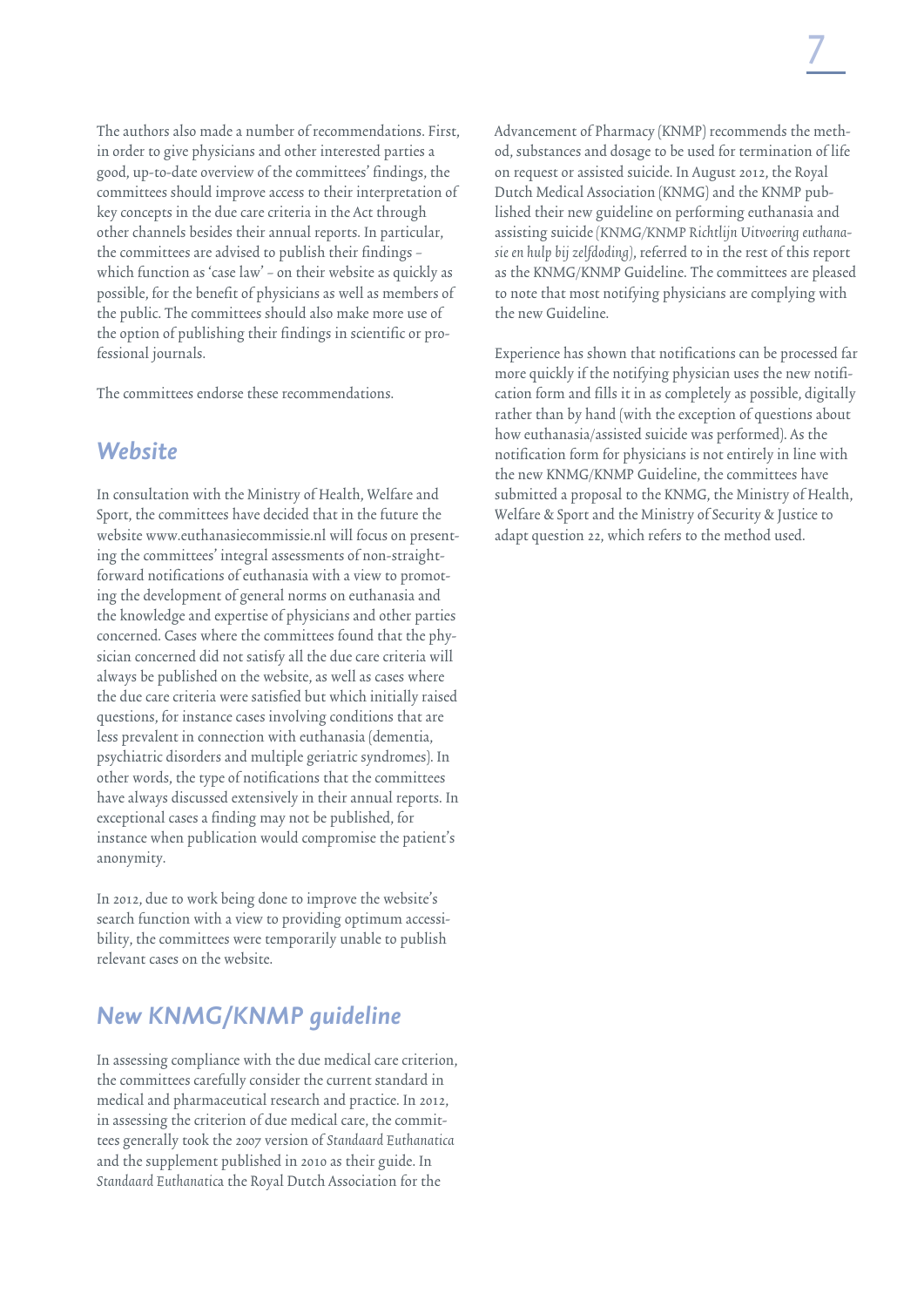The authors also made a number of recommendations. First, in order to give physicians and other interested parties a good, up-to-date overview of the committees' findings, the committees should improve access to their interpretation of key concepts in the due care criteria in the Act through other channels besides their annual reports. In particular, the committees are advised to publish their findings – which function as 'case law' – on their website as quickly as possible, for the benefit of physicians as well as members of the public. The committees should also make more use of the option of publishing their findings in scientific or professional journals.

The committees endorse these recommendations.

## Website

In consultation with the Ministry of Health, Welfare and Sport, the committees have decided that in the future the website www.euthanasiecommissie.nl will focus on presenting the committees' integral assessments of non-straightforward notifications of euthanasia with a view to promoting the development of general norms on euthanasia and the knowledge and expertise of physicians and other parties concerned. Cases where the committees found that the physician concerned did not satisfy all the due care criteria will always be published on the website, as well as cases where the due care criteria were satisfied but which initially raised questions, for instance cases involving conditions that are less prevalent in connection with euthanasia (dementia, psychiatric disorders and multiple geriatric syndromes). In other words, the type of notifications that the committees have always discussed extensively in their annual reports. In exceptional cases a finding may not be published, for instance when publication would compromise the patient's anonymity.

In 2012, due to work being done to improve the website's search function with a view to providing optimum accessibility, the committees were temporarily unable to publish relevant cases on the website.

## New KNMG/KNMP guideline

In assessing compliance with the due medical care criterion, the committees carefully consider the current standard in medical and pharmaceutical research and practice. In 2012, in assessing the criterion of due medical care, the committees generally took the 2007 version of *Standaard Euthanatica* and the supplement published in 2010 as their guide. In *Standaard Euthanatica* the Royal Dutch Association for the Advancement of Pharmacy (KNMP) recommends the method, substances and dosage to be used for termination of life on request or assisted suicide. In August 2012, the Royal Dutch Medical Association (KNMG) and the KNMP published their new guideline on performing euthanasia and assisting suicide (*KNMG/KNMP Richtlijn Uitvoering euthanasie en hulp bij zelfdoding*), referred to in the rest of this report as the KNMG/KNMP Guideline. The committees are pleased to note that most notifying physicians are complying with the new Guideline.

Experience has shown that notifications can be processed far more quickly if the notifying physician uses the new notification form and fills it in as completely as possible, digitally rather than by hand (with the exception of questions about how euthanasia/assisted suicide was performed). As the notification form for physicians is not entirely in line with the new KNMG/KNMP Guideline, the committees have submitted a proposal to the KNMG, the Ministry of Health, Welfare & Sport and the Ministry of Security & Justice to adapt question 22, which refers to the method used.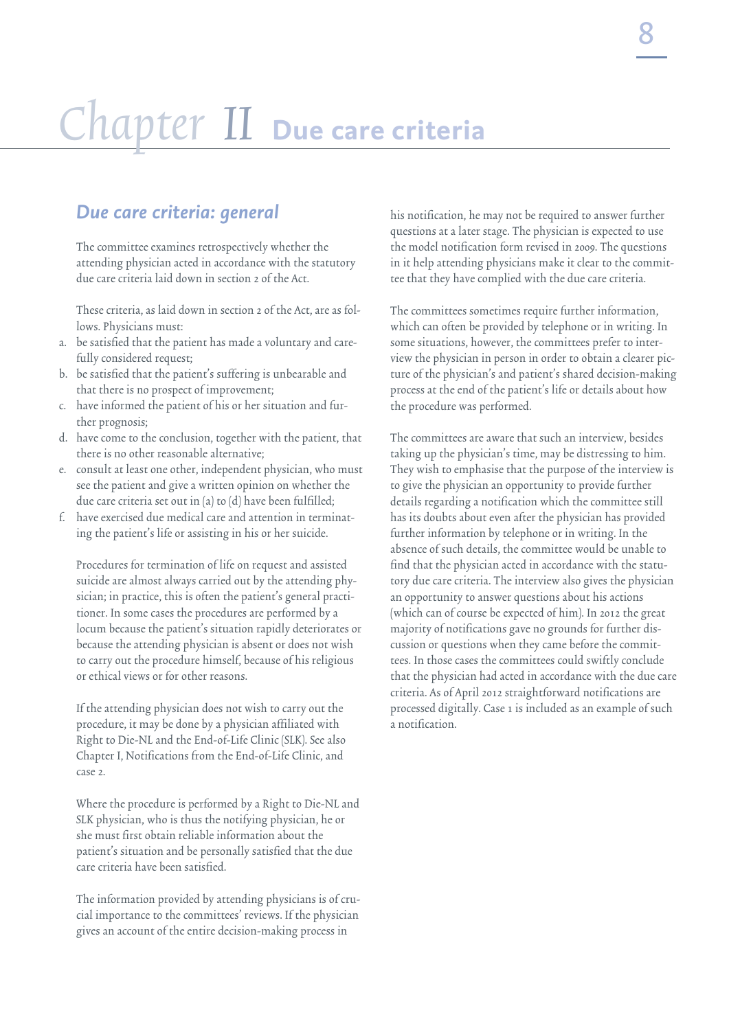# Chapter II Due care criteria

## Due care criteria: general

The committee examines retrospectively whether the attending physician acted in accordance with the statutory due care criteria laid down in section 2 of the Act.

These criteria, as laid down in section 2 of the Act, are as follows. Physicians must:

a. be satisfied that the patient has made a voluntary and carefully considered request;
b. be satisfied that the patient's suffering is unbearable and that there is no prospect of improvement;
c. have informed the patient of his or her situation and further prognosis;
d. have come to the conclusion, together with the patient, that there is no other reasonable alternative;
e. consult at least one other, independent physician, who must see the patient and give a written opinion on whether the due care criteria set out in (a) to (d) have been fulfilled;
f. have exercised due medical care and attention in terminating the patient's life or assisting in his or her suicide.

Procedures for termination of life on request and assisted suicide are almost always carried out by the attending physician; in practice, this is often the patient's general practitioner. In some cases the procedures are performed by a locum because the patient's situation rapidly deteriorates or because the attending physician is absent or does not wish to carry out the procedure himself, because of his religious or ethical views or for other reasons.

If the attending physician does not wish to carry out the procedure, it may be done by a physician affiliated with Right to Die-NL and the End-of-Life Clinic (SLK). See also Chapter I, Notifications from the End-of-Life Clinic, and case 2.

Where the procedure is performed by a Right to Die-NL and SLK physician, who is thus the notifying physician, he or she must first obtain reliable information about the patient's situation and be personally satisfied that the due care criteria have been satisfied.

The information provided by attending physicians is of crucial importance to the committees' reviews. If the physician gives an account of the entire decision-making process in his notification, he may not be required to answer further questions at a later stage. The physician is expected to use the model notification form revised in 2009. The questions in it help attending physicians make it clear to the committee that they have complied with the due care criteria.

The committees sometimes require further information, which can often be provided by telephone or in writing. In some situations, however, the committees prefer to interview the physician in person in order to obtain a clearer picture of the physician's and patient's shared decision-making process at the end of the patient's life or details about how the procedure was performed.

The committees are aware that such an interview, besides taking up the physician's time, may be distressing to him. They wish to emphasise that the purpose of the interview is to give the physician an opportunity to provide further details regarding a notification which the committee still has its doubts about even after the physician has provided further information by telephone or in writing. In the absence of such details, the committee would be unable to find that the physician acted in accordance with the statutory due care criteria. The interview also gives the physician an opportunity to answer questions about his actions (which can of course be expected of him). In 2012 the great majority of notifications gave no grounds for further discussion or questions when they came before the committees. In those cases the committees could swiftly conclude that the physician had acted in accordance with the due care criteria. As of April 2012 straightforward notifications are processed digitally. Case 1 is included as an example of such a notification.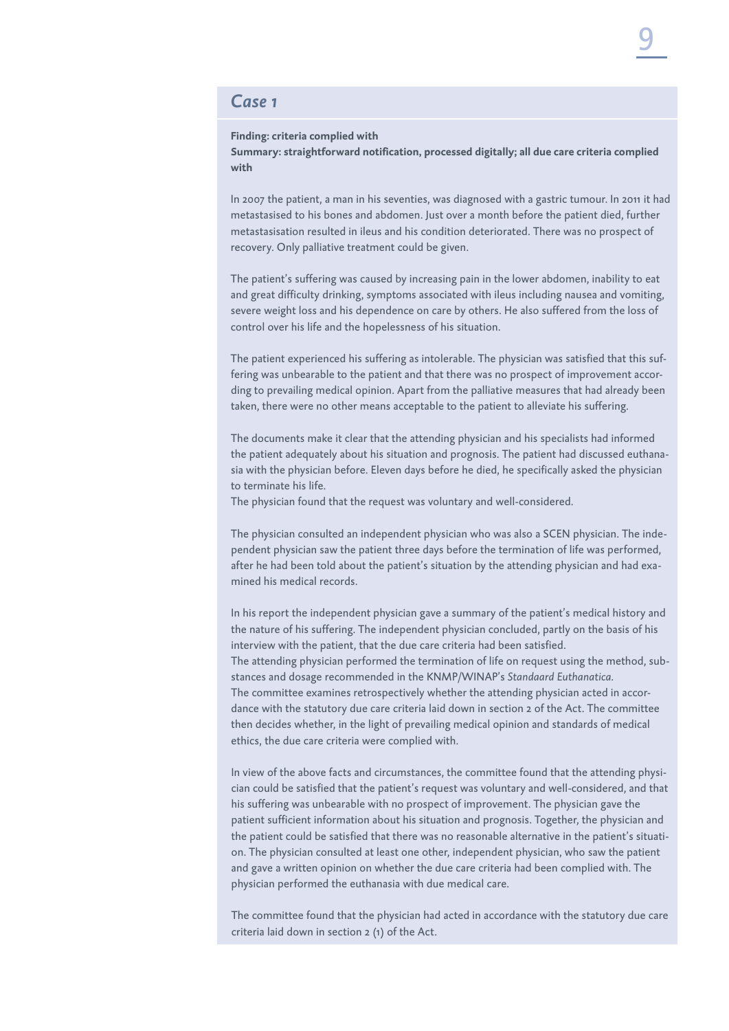## *Case 1*

**Finding: criteria complied with**
**Summary: straightforward notification, processed digitally; all due care criteria complied with**

In 2007 the patient, a man in his seventies, was diagnosed with a gastric tumour. In 2011 it had metastasised to his bones and abdomen. Just over a month before the patient died, further metastasisation resulted in ileus and his condition deteriorated. There was no prospect of recovery. Only palliative treatment could be given.

The patient's suffering was caused by increasing pain in the lower abdomen, inability to eat and great difficulty drinking, symptoms associated with ileus including nausea and vomiting, severe weight loss and his dependence on care by others. He also suffered from the loss of control over his life and the hopelessness of his situation.

The patient experienced his suffering as intolerable. The physician was satisfied that this suffering was unbearable to the patient and that there was no prospect of improvement according to prevailing medical opinion. Apart from the palliative measures that had already been taken, there were no other means acceptable to the patient to alleviate his suffering.

The documents make it clear that the attending physician and his specialists had informed the patient adequately about his situation and prognosis. The patient had discussed euthanasia with the physician before. Eleven days before he died, he specifically asked the physician to terminate his life.
The physician found that the request was voluntary and well-considered.

The physician consulted an independent physician who was also a SCEN physician. The independent physician saw the patient three days before the termination of life was performed, after he had been told about the patient's situation by the attending physician and had examined his medical records.

In his report the independent physician gave a summary of the patient's medical history and the nature of his suffering. The independent physician concluded, partly on the basis of his interview with the patient, that the due care criteria had been satisfied.
The attending physician performed the termination of life on request using the method, substances and dosage recommended in the KNMP/WINAP's *Standaard Euthanatica*.
The committee examines retrospectively whether the attending physician acted in accordance with the statutory due care criteria laid down in section 2 of the Act. The committee then decides whether, in the light of prevailing medical opinion and standards of medical ethics, the due care criteria were complied with.

In view of the above facts and circumstances, the committee found that the attending physician could be satisfied that the patient's request was voluntary and well-considered, and that his suffering was unbearable with no prospect of improvement. The physician gave the patient sufficient information about his situation and prognosis. Together, the physician and the patient could be satisfied that there was no reasonable alternative in the patient's situation. The physician consulted at least one other, independent physician, who saw the patient and gave a written opinion on whether the due care criteria had been complied with. The physician performed the euthanasia with due medical care.

The committee found that the physician had acted in accordance with the statutory due care criteria laid down in section 2 (1) of the Act.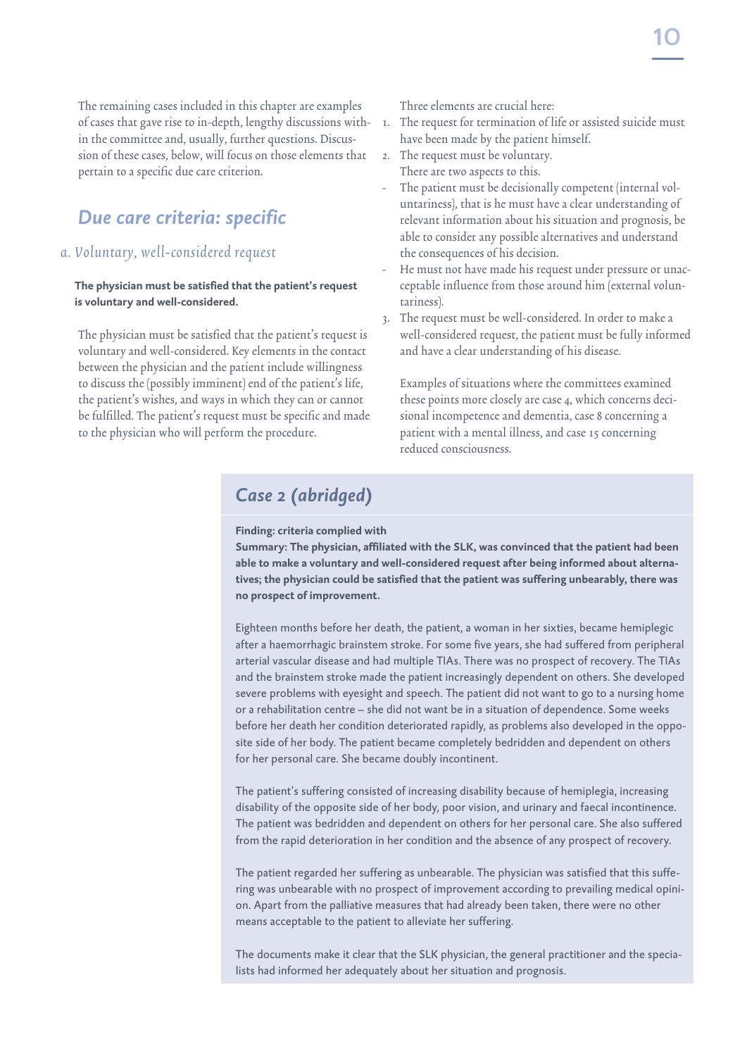The remaining cases included in this chapter are examples of cases that gave rise to in-depth, lengthy discussions within the committee and, usually, further questions. Discussion of these cases, below, will focus on those elements that pertain to a specific due care criterion.

## Due care criteria: specific

### a. Voluntary, well-considered request

**The physician must be satisfied that the patient's request is voluntary and well-considered.**

The physician must be satisfied that the patient's request is voluntary and well-considered. Key elements in the contact between the physician and the patient include willingness to discuss the (possibly imminent) end of the patient's life, the patient's wishes, and ways in which they can or cannot be fulfilled. The patient's request must be specific and made to the physician who will perform the procedure.

Three elements are crucial here:

1. The request for termination of life or assisted suicide must have been made by the patient himself.
2. The request must be voluntary.
   There are two aspects to this.
   - The patient must be decisionally competent (internal voluntariness), that is he must have a clear understanding of relevant information about his situation and prognosis, be able to consider any possible alternatives and understand the consequences of his decision.
   - He must not have made his request under pressure or unacceptable influence from those around him (external voluntariness).
3. The request must be well-considered. In order to make a well-considered request, the patient must be fully informed and have a clear understanding of his disease.

Examples of situations where the committees examined these points more closely are case 4, which concerns decisional incompetence and dementia, case 8 concerning a patient with a mental illness, and case 15 concerning reduced consciousness.

### Case 2 (abridged)

**Finding: criteria complied with**

**Summary: The physician, affiliated with the SLK, was convinced that the patient had been able to make a voluntary and well-considered request after being informed about alternatives; the physician could be satisfied that the patient was suffering unbearably, there was no prospect of improvement.**

Eighteen months before her death, the patient, a woman in her sixties, became hemiplegic after a haemorrhagic brainstem stroke. For some five years, she had suffered from peripheral arterial vascular disease and had multiple TIAs. There was no prospect of recovery. The TIAs and the brainstem stroke made the patient increasingly dependent on others. She developed severe problems with eyesight and speech. The patient did not want to go to a nursing home or a rehabilitation centre – she did not want be in a situation of dependence. Some weeks before her death her condition deteriorated rapidly, as problems also developed in the opposite side of her body. The patient became completely bedridden and dependent on others for her personal care. She became doubly incontinent.

The patient's suffering consisted of increasing disability because of hemiplegia, increasing disability of the opposite side of her body, poor vision, and urinary and faecal incontinence. The patient was bedridden and dependent on others for her personal care. She also suffered from the rapid deterioration in her condition and the absence of any prospect of recovery.

The patient regarded her suffering as unbearable. The physician was satisfied that this suffering was unbearable with no prospect of improvement according to prevailing medical opinion. Apart from the palliative measures that had already been taken, there were no other means acceptable to the patient to alleviate her suffering.

The documents make it clear that the SLK physician, the general practitioner and the specialists had informed her adequately about her situation and prognosis.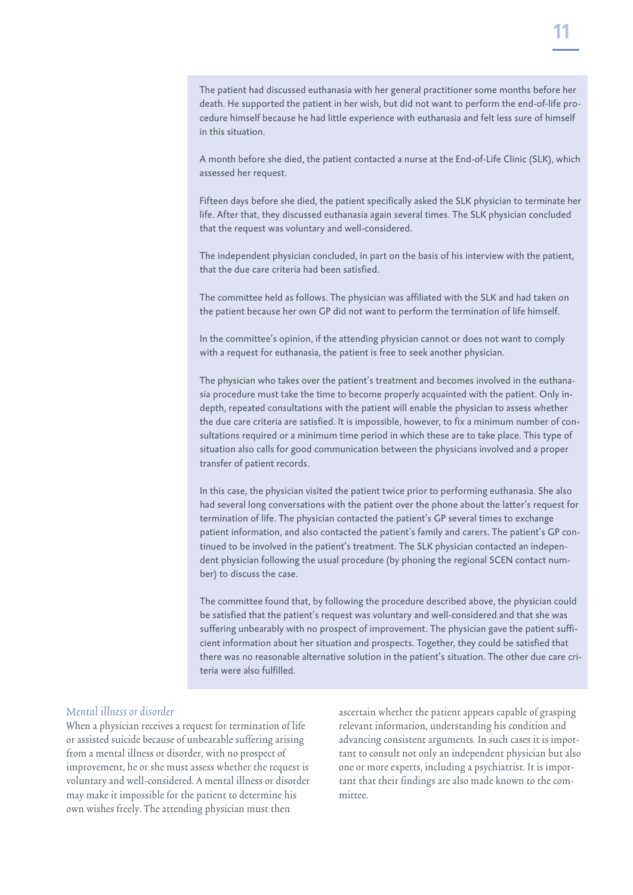The patient had discussed euthanasia with her general practitioner some months before her death. He supported the patient in her wish, but did not want to perform the end-of-life procedure himself because he had little experience with euthanasia and felt less sure of himself in this situation.

A month before she died, the patient contacted a nurse at the End-of-Life Clinic (SLK), which assessed her request.

Fifteen days before she died, the patient specifically asked the SLK physician to terminate her life. After that, they discussed euthanasia again several times. The SLK physician concluded that the request was voluntary and well-considered.

The independent physician concluded, in part on the basis of his interview with the patient, that the due care criteria had been satisfied.

The committee held as follows. The physician was affiliated with the SLK and had taken on the patient because her own GP did not want to perform the termination of life himself.

In the committee's opinion, if the attending physician cannot or does not want to comply with a request for euthanasia, the patient is free to seek another physician.

The physician who takes over the patient's treatment and becomes involved in the euthanasia procedure must take the time to become properly acquainted with the patient. Only in-depth, repeated consultations with the patient will enable the physician to assess whether the due care criteria are satisfied. It is impossible, however, to fix a minimum number of consultations required or a minimum time period in which these are to take place. This type of situation also calls for good communication between the physicians involved and a proper transfer of patient records.

In this case, the physician visited the patient twice prior to performing euthanasia. She also had several long conversations with the patient over the phone about the latter's request for termination of life. The physician contacted the patient's GP several times to exchange patient information, and also contacted the patient's family and carers. The patient's GP continued to be involved in the patient's treatment. The SLK physician contacted an independent physician following the usual procedure (by phoning the regional SCEN contact number) to discuss the case.

The committee found that, by following the procedure described above, the physician could be satisfied that the patient's request was voluntary and well-considered and that she was suffering unbearably with no prospect of improvement. The physician gave the patient sufficient information about her situation and prospects. Together, they could be satisfied that there was no reasonable alternative solution in the patient's situation. The other due care criteria were also fulfilled.

### *Mental illness or disorder*

When a physician receives a request for termination of life or assisted suicide because of unbearable suffering arising from a mental illness or disorder, with no prospect of improvement, he or she must assess whether the request is voluntary and well-considered. A mental illness or disorder may make it impossible for the patient to determine his own wishes freely. The attending physician must then ascertain whether the patient appears capable of grasping relevant information, understanding his condition and advancing consistent arguments. In such cases it is important to consult not only an independent physician but also one or more experts, including a psychiatrist. It is important that their findings are also made known to the committee.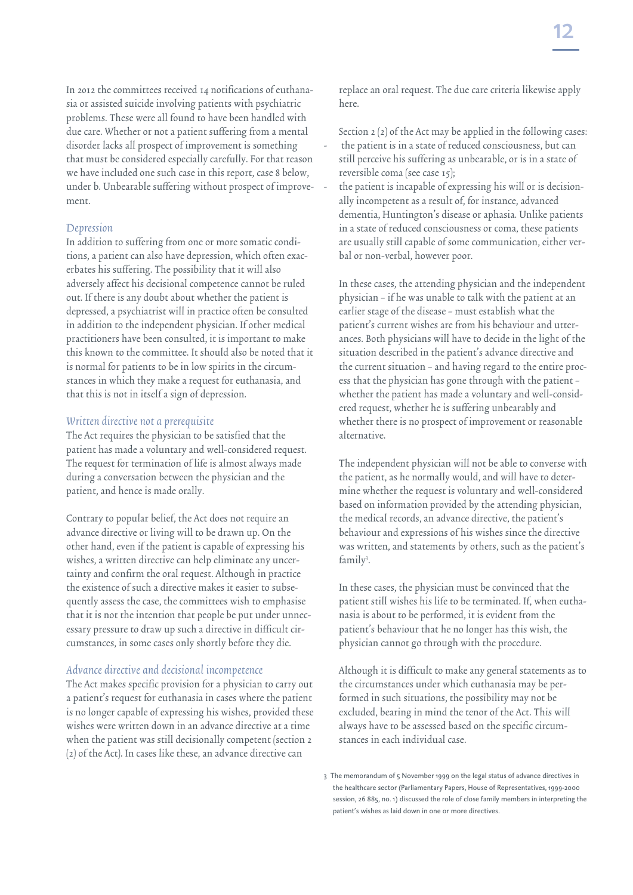In 2012 the committees received 14 notifications of euthanasia or assisted suicide involving patients with psychiatric problems. These were all found to have been handled with due care. Whether or not a patient suffering from a mental disorder lacks all prospect of improvement is something that must be considered especially carefully. For that reason we have included one such case in this report, case 8 below, under b. Unbearable suffering without prospect of improvement.

### Depression

In addition to suffering from one or more somatic conditions, a patient can also have depression, which often exacerbates his suffering. The possibility that it will also adversely affect his decisional competence cannot be ruled out. If there is any doubt about whether the patient is depressed, a psychiatrist will in practice often be consulted in addition to the independent physician. If other medical practitioners have been consulted, it is important to make this known to the committee. It should also be noted that it is normal for patients to be in low spirits in the circumstances in which they make a request for euthanasia, and that this is not in itself a sign of depression.

### Written directive not a prerequisite

The Act requires the physician to be satisfied that the patient has made a voluntary and well-considered request. The request for termination of life is almost always made during a conversation between the physician and the patient, and hence is made orally.

Contrary to popular belief, the Act does not require an advance directive or living will to be drawn up. On the other hand, even if the patient is capable of expressing his wishes, a written directive can help eliminate any uncertainty and confirm the oral request. Although in practice the existence of such a directive makes it easier to subsequently assess the case, the committees wish to emphasise that it is not the intention that people be put under unnecessary pressure to draw up such a directive in difficult circumstances, in some cases only shortly before they die.

### Advance directive and decisional incompetence

The Act makes specific provision for a physician to carry out a patient's request for euthanasia in cases where the patient is no longer capable of expressing his wishes, provided these wishes were written down in an advance directive at a time when the patient was still decisionally competent (section 2 (2) of the Act). In cases like these, an advance directive can replace an oral request. The due care criteria likewise apply here.

Section 2 (2) of the Act may be applied in the following cases:

- the patient is in a state of reduced consciousness, but can still perceive his suffering as unbearable, or is in a state of reversible coma (see case 15);
- the patient is incapable of expressing his will or is decisionally incompetent as a result of, for instance, advanced dementia, Huntington's disease or aphasia. Unlike patients in a state of reduced consciousness or coma, these patients are usually still capable of some communication, either verbal or non-verbal, however poor.

In these cases, the attending physician and the independent physician – if he was unable to talk with the patient at an earlier stage of the disease – must establish what the patient's current wishes are from his behaviour and utterances. Both physicians will have to decide in the light of the situation described in the patient's advance directive and the current situation – and having regard to the entire process that the physician has gone through with the patient – whether the patient has made a voluntary and well-considered request, whether he is suffering unbearably and whether there is no prospect of improvement or reasonable alternative.

The independent physician will not be able to converse with the patient, as he normally would, and will have to determine whether the request is voluntary and well-considered based on information provided by the attending physician, the medical records, an advance directive, the patient's behaviour and expressions of his wishes since the directive was written, and statements by others, such as the patient's family[3].

In these cases, the physician must be convinced that the patient still wishes his life to be terminated. If, when euthanasia is about to be performed, it is evident from the patient's behaviour that he no longer has this wish, the physician cannot go through with the procedure.

Although it is difficult to make any general statements as to the circumstances under which euthanasia may be performed in such situations, the possibility may not be excluded, bearing in mind the tenor of the Act. This will always have to be assessed based on the specific circumstances in each individual case.

3 The memorandum of 5 November 1999 on the legal status of advance directives in the healthcare sector (Parliamentary Papers, House of Representatives, 1999-2000 session, 26 885, no. 1) discussed the role of close family members in interpreting the patient's wishes as laid down in one or more directives.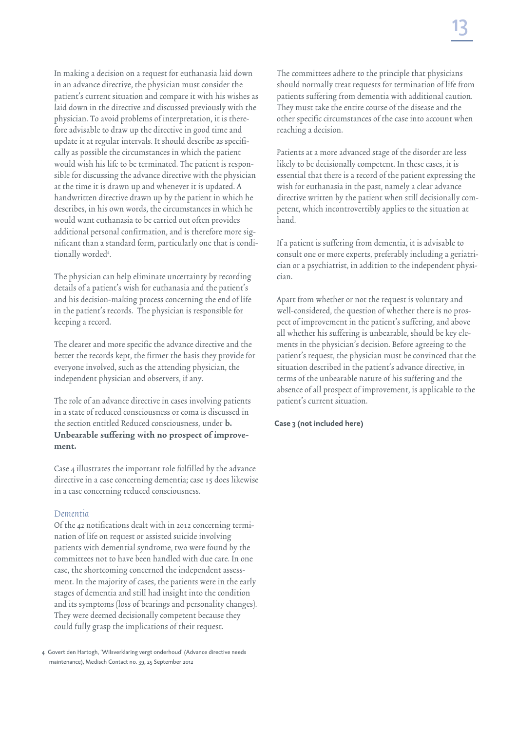In making a decision on a request for euthanasia laid down in an advance directive, the physician must consider the patient's current situation and compare it with his wishes as laid down in the directive and discussed previously with the physician. To avoid problems of interpretation, it is therefore advisable to draw up the directive in good time and update it at regular intervals. It should describe as specifically as possible the circumstances in which the patient would wish his life to be terminated. The patient is responsible for discussing the advance directive with the physician at the time it is drawn up and whenever it is updated. A handwritten directive drawn up by the patient in which he describes, in his own words, the circumstances in which he would want euthanasia to be carried out often provides additional personal confirmation, and is therefore more significant than a standard form, particularly one that is conditionally worded[4].

The physician can help eliminate uncertainty by recording details of a patient's wish for euthanasia and the patient's and his decision-making process concerning the end of life in the patient's records. The physician is responsible for keeping a record.

The clearer and more specific the advance directive and the better the records kept, the firmer the basis they provide for everyone involved, such as the attending physician, the independent physician and observers, if any.

The role of an advance directive in cases involving patients in a state of reduced consciousness or coma is discussed in the section entitled Reduced consciousness, under **b. Unbearable suffering with no prospect of improvement.**

Case 4 illustrates the important role fulfilled by the advance directive in a case concerning dementia; case 15 does likewise in a case concerning reduced consciousness.

### Dementia

Of the 42 notifications dealt with in 2012 concerning termination of life on request or assisted suicide involving patients with demential syndrome, two were found by the committees not to have been handled with due care. In one case, the shortcoming concerned the independent assessment. In the majority of cases, the patients were in the early stages of dementia and still had insight into the condition and its symptoms (loss of bearings and personality changes). They were deemed decisionally competent because they could fully grasp the implications of their request.

The committees adhere to the principle that physicians should normally treat requests for termination of life from patients suffering from dementia with additional caution. They must take the entire course of the disease and the other specific circumstances of the case into account when reaching a decision.

Patients at a more advanced stage of the disorder are less likely to be decisionally competent. In these cases, it is essential that there is a record of the patient expressing the wish for euthanasia in the past, namely a clear advance directive written by the patient when still decisionally competent, which incontrovertibly applies to the situation at hand.

If a patient is suffering from dementia, it is advisable to consult one or more experts, preferably including a geriatrician or a psychiatrist, in addition to the independent physician.

Apart from whether or not the request is voluntary and well-considered, the question of whether there is no prospect of improvement in the patient's suffering, and above all whether his suffering is unbearable, should be key elements in the physician's decision. Before agreeing to the patient's request, the physician must be convinced that the situation described in the patient's advance directive, in terms of the unbearable nature of his suffering and the absence of all prospect of improvement, is applicable to the patient's current situation.

**Case 3 (not included here)**

[4] Govert den Hartogh, 'Wilsverklaring vergt onderhoud' (Advance directive needs maintenance), Medisch Contact no. 39, 25 September 2012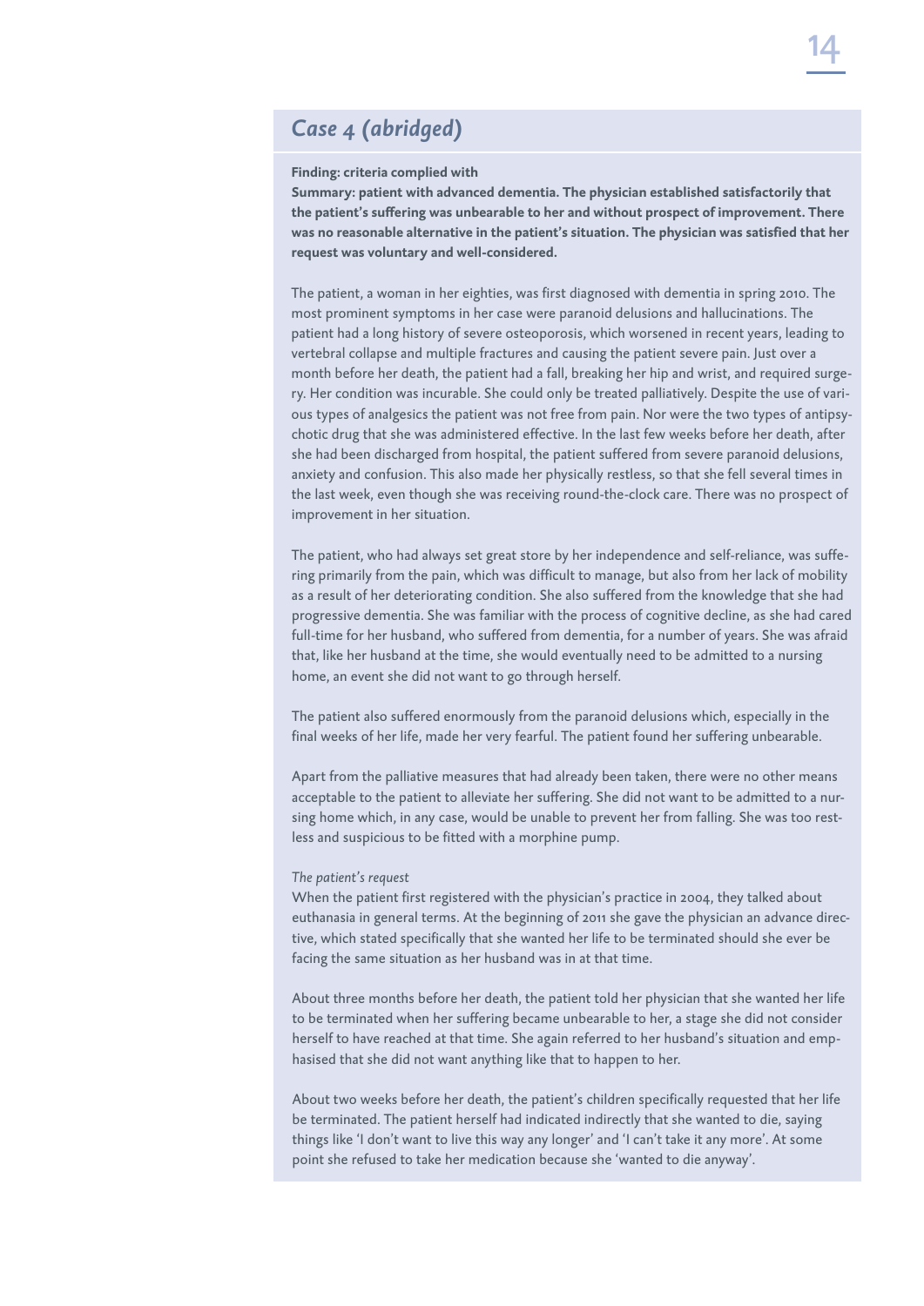## *Case 4 (abridged)*

**Finding: criteria complied with**

**Summary: patient with advanced dementia. The physician established satisfactorily that the patient's suffering was unbearable to her and without prospect of improvement. There was no reasonable alternative in the patient's situation. The physician was satisfied that her request was voluntary and well-considered.**

The patient, a woman in her eighties, was first diagnosed with dementia in spring 2010. The most prominent symptoms in her case were paranoid delusions and hallucinations. The patient had a long history of severe osteoporosis, which worsened in recent years, leading to vertebral collapse and multiple fractures and causing the patient severe pain. Just over a month before her death, the patient had a fall, breaking her hip and wrist, and required surgery. Her condition was incurable. She could only be treated palliatively. Despite the use of various types of analgesics the patient was not free from pain. Nor were the two types of antipsychotic drug that she was administered effective. In the last few weeks before her death, after she had been discharged from hospital, the patient suffered from severe paranoid delusions, anxiety and confusion. This also made her physically restless, so that she fell several times in the last week, even though she was receiving round-the-clock care. There was no prospect of improvement in her situation.

The patient, who had always set great store by her independence and self-reliance, was suffering primarily from the pain, which was difficult to manage, but also from her lack of mobility as a result of her deteriorating condition. She also suffered from the knowledge that she had progressive dementia. She was familiar with the process of cognitive decline, as she had cared full-time for her husband, who suffered from dementia, for a number of years. She was afraid that, like her husband at the time, she would eventually need to be admitted to a nursing home, an event she did not want to go through herself.

The patient also suffered enormously from the paranoid delusions which, especially in the final weeks of her life, made her very fearful. The patient found her suffering unbearable.

Apart from the palliative measures that had already been taken, there were no other means acceptable to the patient to alleviate her suffering. She did not want to be admitted to a nursing home which, in any case, would be unable to prevent her from falling. She was too restless and suspicious to be fitted with a morphine pump.

*The patient's request*

When the patient first registered with the physician's practice in 2004, they talked about euthanasia in general terms. At the beginning of 2011 she gave the physician an advance directive, which stated specifically that she wanted her life to be terminated should she ever be facing the same situation as her husband was in at that time.

About three months before her death, the patient told her physician that she wanted her life to be terminated when her suffering became unbearable to her, a stage she did not consider herself to have reached at that time. She again referred to her husband's situation and emphasised that she did not want anything like that to happen to her.

About two weeks before her death, the patient's children specifically requested that her life be terminated. The patient herself had indicated indirectly that she wanted to die, saying things like 'I don't want to live this way any longer' and 'I can't take it any more'. At some point she refused to take her medication because she 'wanted to die anyway'.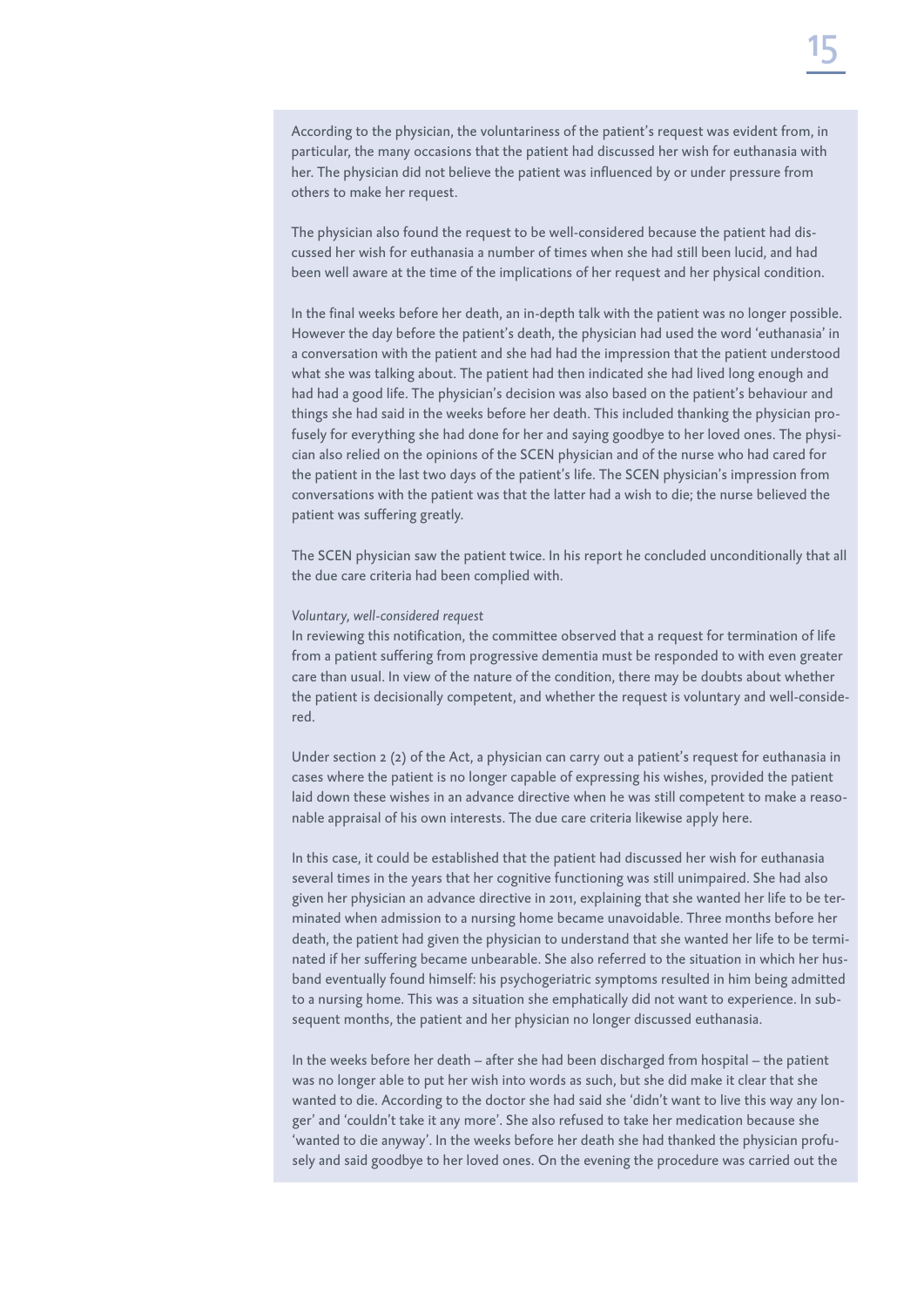According to the physician, the voluntariness of the patient's request was evident from, in particular, the many occasions that the patient had discussed her wish for euthanasia with her. The physician did not believe the patient was influenced by or under pressure from others to make her request.

The physician also found the request to be well-considered because the patient had discussed her wish for euthanasia a number of times when she had still been lucid, and had been well aware at the time of the implications of her request and her physical condition.

In the final weeks before her death, an in-depth talk with the patient was no longer possible. However the day before the patient's death, the physician had used the word 'euthanasia' in a conversation with the patient and she had had the impression that the patient understood what she was talking about. The patient had then indicated she had lived long enough and had had a good life. The physician's decision was also based on the patient's behaviour and things she had said in the weeks before her death. This included thanking the physician profusely for everything she had done for her and saying goodbye to her loved ones. The physician also relied on the opinions of the SCEN physician and of the nurse who had cared for the patient in the last two days of the patient's life. The SCEN physician's impression from conversations with the patient was that the latter had a wish to die; the nurse believed the patient was suffering greatly.

The SCEN physician saw the patient twice. In his report he concluded unconditionally that all the due care criteria had been complied with.

*Voluntary, well-considered request*

In reviewing this notification, the committee observed that a request for termination of life from a patient suffering from progressive dementia must be responded to with even greater care than usual. In view of the nature of the condition, there may be doubts about whether the patient is decisionally competent, and whether the request is voluntary and well-considered.

Under section 2 (2) of the Act, a physician can carry out a patient's request for euthanasia in cases where the patient is no longer capable of expressing his wishes, provided the patient laid down these wishes in an advance directive when he was still competent to make a reasonable appraisal of his own interests. The due care criteria likewise apply here.

In this case, it could be established that the patient had discussed her wish for euthanasia several times in the years that her cognitive functioning was still unimpaired. She had also given her physician an advance directive in 2011, explaining that she wanted her life to be terminated when admission to a nursing home became unavoidable. Three months before her death, the patient had given the physician to understand that she wanted her life to be terminated if her suffering became unbearable. She also referred to the situation in which her husband eventually found himself: his psychogeriatric symptoms resulted in him being admitted to a nursing home. This was a situation she emphatically did not want to experience. In subsequent months, the patient and her physician no longer discussed euthanasia.

In the weeks before her death – after she had been discharged from hospital – the patient was no longer able to put her wish into words as such, but she did make it clear that she wanted to die. According to the doctor she had said she 'didn't want to live this way any longer' and 'couldn't take it any more'. She also refused to take her medication because she 'wanted to die anyway'. In the weeks before her death she had thanked the physician profusely and said goodbye to her loved ones. On the evening the procedure was carried out the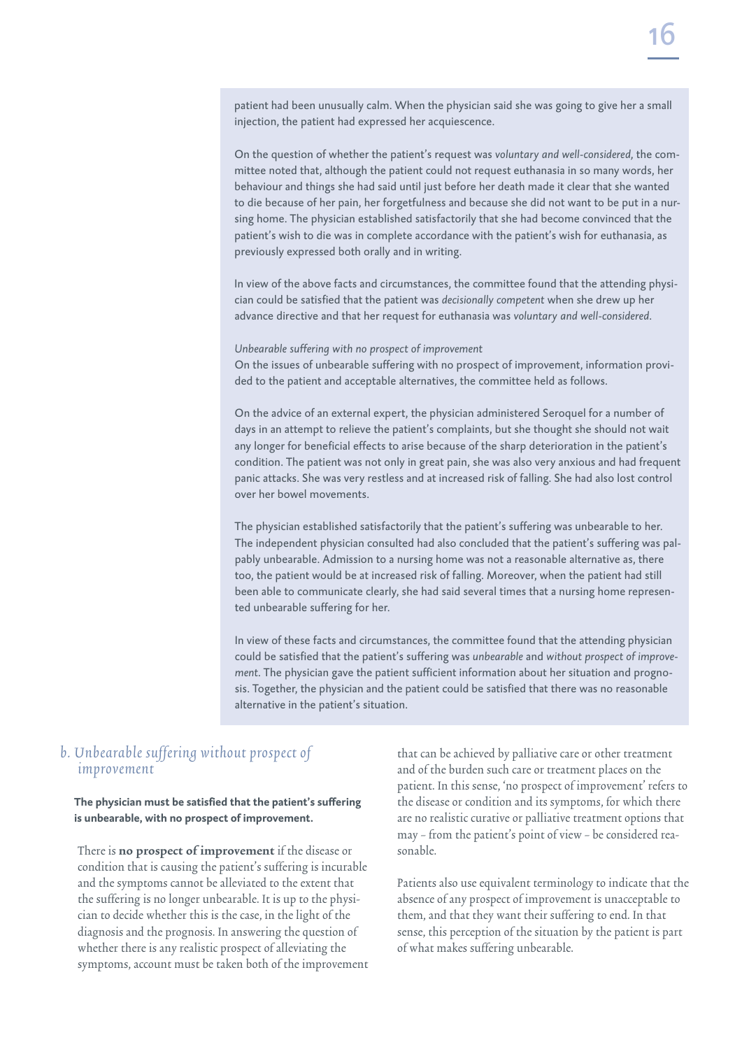patient had been unusually calm. When the physician said she was going to give her a small injection, the patient had expressed her acquiescence.

On the question of whether the patient's request was *voluntary and well-considered*, the committee noted that, although the patient could not request euthanasia in so many words, her behaviour and things she had said until just before her death made it clear that she wanted to die because of her pain, her forgetfulness and because she did not want to be put in a nursing home. The physician established satisfactorily that she had become convinced that the patient's wish to die was in complete accordance with the patient's wish for euthanasia, as previously expressed both orally and in writing.

In view of the above facts and circumstances, the committee found that the attending physician could be satisfied that the patient was *decisionally competent* when she drew up her advance directive and that her request for euthanasia was *voluntary and well-considered*.

*Unbearable suffering with no prospect of improvement*

On the issues of unbearable suffering with no prospect of improvement, information provided to the patient and acceptable alternatives, the committee held as follows.

On the advice of an external expert, the physician administered Seroquel for a number of days in an attempt to relieve the patient's complaints, but she thought she should not wait any longer for beneficial effects to arise because of the sharp deterioration in the patient's condition. The patient was not only in great pain, she was also very anxious and had frequent panic attacks. She was very restless and at increased risk of falling. She had also lost control over her bowel movements.

The physician established satisfactorily that the patient's suffering was unbearable to her. The independent physician consulted had also concluded that the patient's suffering was palpably unbearable. Admission to a nursing home was not a reasonable alternative as, there too, the patient would be at increased risk of falling. Moreover, when the patient had still been able to communicate clearly, she had said several times that a nursing home represented unbearable suffering for her.

In view of these facts and circumstances, the committee found that the attending physician could be satisfied that the patient's suffering was *unbearable* and *without prospect of improvement*. The physician gave the patient sufficient information about her situation and prognosis. Together, the physician and the patient could be satisfied that there was no reasonable alternative in the patient's situation.

## *b. Unbearable suffering without prospect of improvement*

**The physician must be satisfied that the patient's suffering is unbearable, with no prospect of improvement.**

There is **no prospect of improvement** if the disease or condition that is causing the patient's suffering is incurable and the symptoms cannot be alleviated to the extent that the suffering is no longer unbearable. It is up to the physician to decide whether this is the case, in the light of the diagnosis and the prognosis. In answering the question of whether there is any realistic prospect of alleviating the symptoms, account must be taken both of the improvement that can be achieved by palliative care or other treatment and of the burden such care or treatment places on the patient. In this sense, 'no prospect of improvement' refers to the disease or condition and its symptoms, for which there are no realistic curative or palliative treatment options that may – from the patient's point of view – be considered reasonable.

Patients also use equivalent terminology to indicate that the absence of any prospect of improvement is unacceptable to them, and that they want their suffering to end. In that sense, this perception of the situation by the patient is part of what makes suffering unbearable.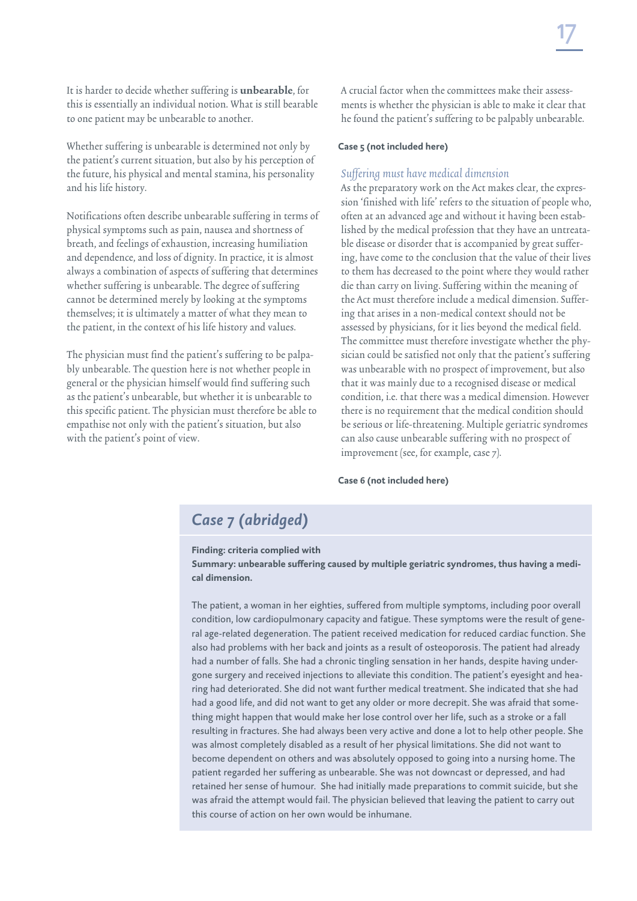It is harder to decide whether suffering is **unbearable**, for this is essentially an individual notion. What is still bearable to one patient may be unbearable to another.

Whether suffering is unbearable is determined not only by the patient's current situation, but also by his perception of the future, his physical and mental stamina, his personality and his life history.

Notifications often describe unbearable suffering in terms of physical symptoms such as pain, nausea and shortness of breath, and feelings of exhaustion, increasing humiliation and dependence, and loss of dignity. In practice, it is almost always a combination of aspects of suffering that determines whether suffering is unbearable. The degree of suffering cannot be determined merely by looking at the symptoms themselves; it is ultimately a matter of what they mean to the patient, in the context of his life history and values.

The physician must find the patient's suffering to be palpably unbearable. The question here is not whether people in general or the physician himself would find suffering such as the patient's unbearable, but whether it is unbearable to this specific patient. The physician must therefore be able to empathise not only with the patient's situation, but also with the patient's point of view.

A crucial factor when the committees make their assessments is whether the physician is able to make it clear that he found the patient's suffering to be palpably unbearable.

**Case 5 (not included here)**

### *Suffering must have medical dimension*

As the preparatory work on the Act makes clear, the expression 'finished with life' refers to the situation of people who, often at an advanced age and without it having been established by the medical profession that they have an untreatable disease or disorder that is accompanied by great suffering, have come to the conclusion that the value of their lives to them has decreased to the point where they would rather die than carry on living. Suffering within the meaning of the Act must therefore include a medical dimension. Suffering that arises in a non-medical context should not be assessed by physicians, for it lies beyond the medical field. The committee must therefore investigate whether the physician could be satisfied not only that the patient's suffering was unbearable with no prospect of improvement, but also that it was mainly due to a recognised disease or medical condition, i.e. that there was a medical dimension. However there is no requirement that the medical condition should be serious or life-threatening. Multiple geriatric syndromes can also cause unbearable suffering with no prospect of improvement (see, for example, case 7).

**Case 6 (not included here)**

## *Case 7 (abridged)*

**Finding: criteria complied with**
**Summary: unbearable suffering caused by multiple geriatric syndromes, thus having a medical dimension.**

The patient, a woman in her eighties, suffered from multiple symptoms, including poor overall condition, low cardiopulmonary capacity and fatigue. These symptoms were the result of general age-related degeneration. The patient received medication for reduced cardiac function. She also had problems with her back and joints as a result of osteoporosis. The patient had already had a number of falls. She had a chronic tingling sensation in her hands, despite having undergone surgery and received injections to alleviate this condition. The patient's eyesight and hearing had deteriorated. She did not want further medical treatment. She indicated that she had had a good life, and did not want to get any older or more decrepit. She was afraid that something might happen that would make her lose control over her life, such as a stroke or a fall resulting in fractures. She had always been very active and done a lot to help other people. She was almost completely disabled as a result of her physical limitations. She did not want to become dependent on others and was absolutely opposed to going into a nursing home. The patient regarded her suffering as unbearable. She was not downcast or depressed, and had retained her sense of humour. She had initially made preparations to commit suicide, but she was afraid the attempt would fail. The physician believed that leaving the patient to carry out this course of action on her own would be inhumane.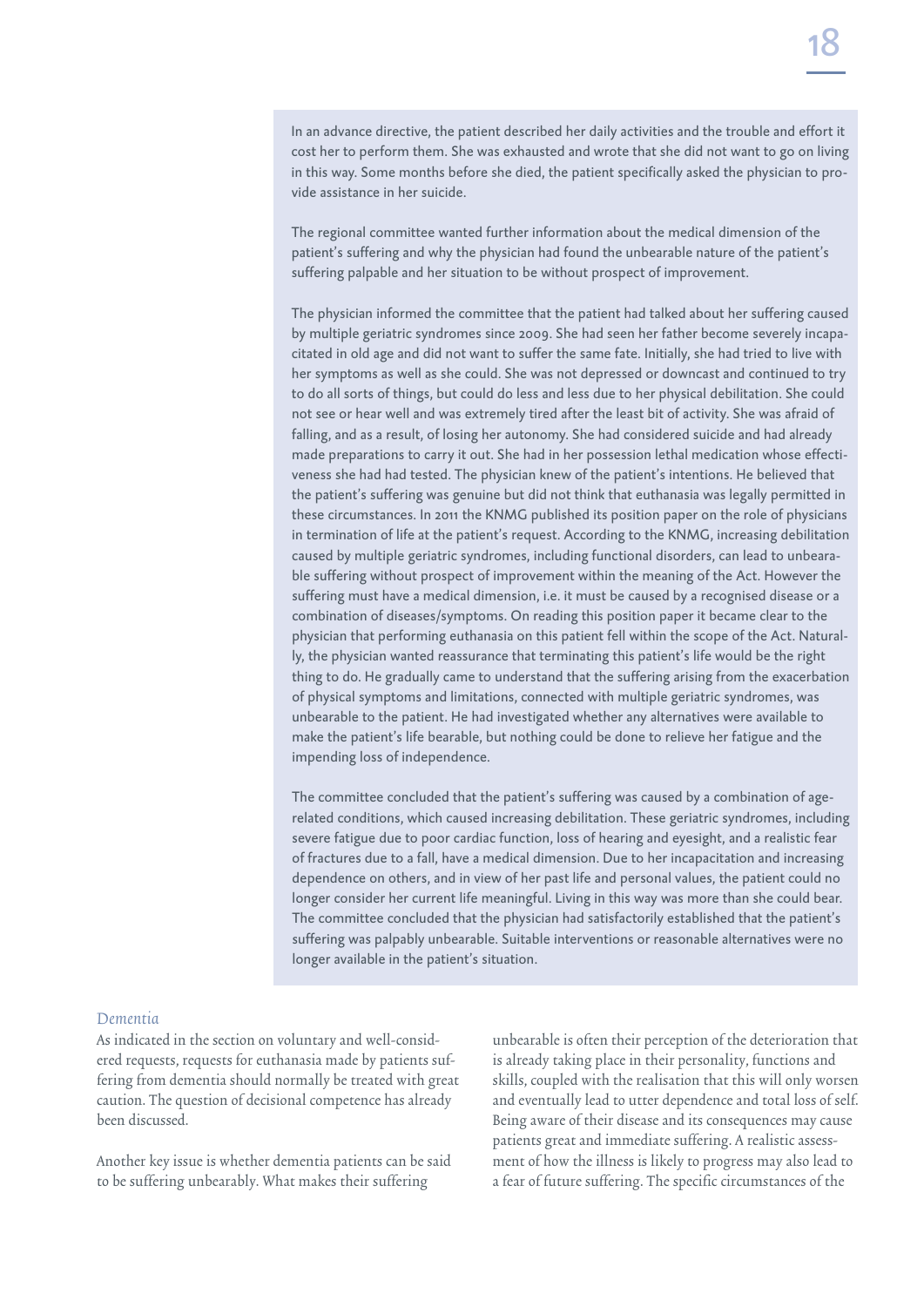In an advance directive, the patient described her daily activities and the trouble and effort it cost her to perform them. She was exhausted and wrote that she did not want to go on living in this way. Some months before she died, the patient specifically asked the physician to provide assistance in her suicide.

The regional committee wanted further information about the medical dimension of the patient's suffering and why the physician had found the unbearable nature of the patient's suffering palpable and her situation to be without prospect of improvement.

The physician informed the committee that the patient had talked about her suffering caused by multiple geriatric syndromes since 2009. She had seen her father become severely incapacitated in old age and did not want to suffer the same fate. Initially, she had tried to live with her symptoms as well as she could. She was not depressed or downcast and continued to try to do all sorts of things, but could do less and less due to her physical debilitation. She could not see or hear well and was extremely tired after the least bit of activity. She was afraid of falling, and as a result, of losing her autonomy. She had considered suicide and had already made preparations to carry it out. She had in her possession lethal medication whose effectiveness she had had tested. The physician knew of the patient's intentions. He believed that the patient's suffering was genuine but did not think that euthanasia was legally permitted in these circumstances. In 2011 the KNMG published its position paper on the role of physicians in termination of life at the patient's request. According to the KNMG, increasing debilitation caused by multiple geriatric syndromes, including functional disorders, can lead to unbearable suffering without prospect of improvement within the meaning of the Act. However the suffering must have a medical dimension, i.e. it must be caused by a recognised disease or a combination of diseases/symptoms. On reading this position paper it became clear to the physician that performing euthanasia on this patient fell within the scope of the Act. Naturally, the physician wanted reassurance that terminating this patient's life would be the right thing to do. He gradually came to understand that the suffering arising from the exacerbation of physical symptoms and limitations, connected with multiple geriatric syndromes, was unbearable to the patient. He had investigated whether any alternatives were available to make the patient's life bearable, but nothing could be done to relieve her fatigue and the impending loss of independence.

The committee concluded that the patient's suffering was caused by a combination of age-related conditions, which caused increasing debilitation. These geriatric syndromes, including severe fatigue due to poor cardiac function, loss of hearing and eyesight, and a realistic fear of fractures due to a fall, have a medical dimension. Due to her incapacitation and increasing dependence on others, and in view of her past life and personal values, the patient could no longer consider her current life meaningful. Living in this way was more than she could bear. The committee concluded that the physician had satisfactorily established that the patient's suffering was palpably unbearable. Suitable interventions or reasonable alternatives were no longer available in the patient's situation.

### Dementia

As indicated in the section on voluntary and well-considered requests, requests for euthanasia made by patients suffering from dementia should normally be treated with great caution. The question of decisional competence has already been discussed.

Another key issue is whether dementia patients can be said to be suffering unbearably. What makes their suffering unbearable is often their perception of the deterioration that is already taking place in their personality, functions and skills, coupled with the realisation that this will only worsen and eventually lead to utter dependence and total loss of self. Being aware of their disease and its consequences may cause patients great and immediate suffering. A realistic assessment of how the illness is likely to progress may also lead to a fear of future suffering. The specific circumstances of the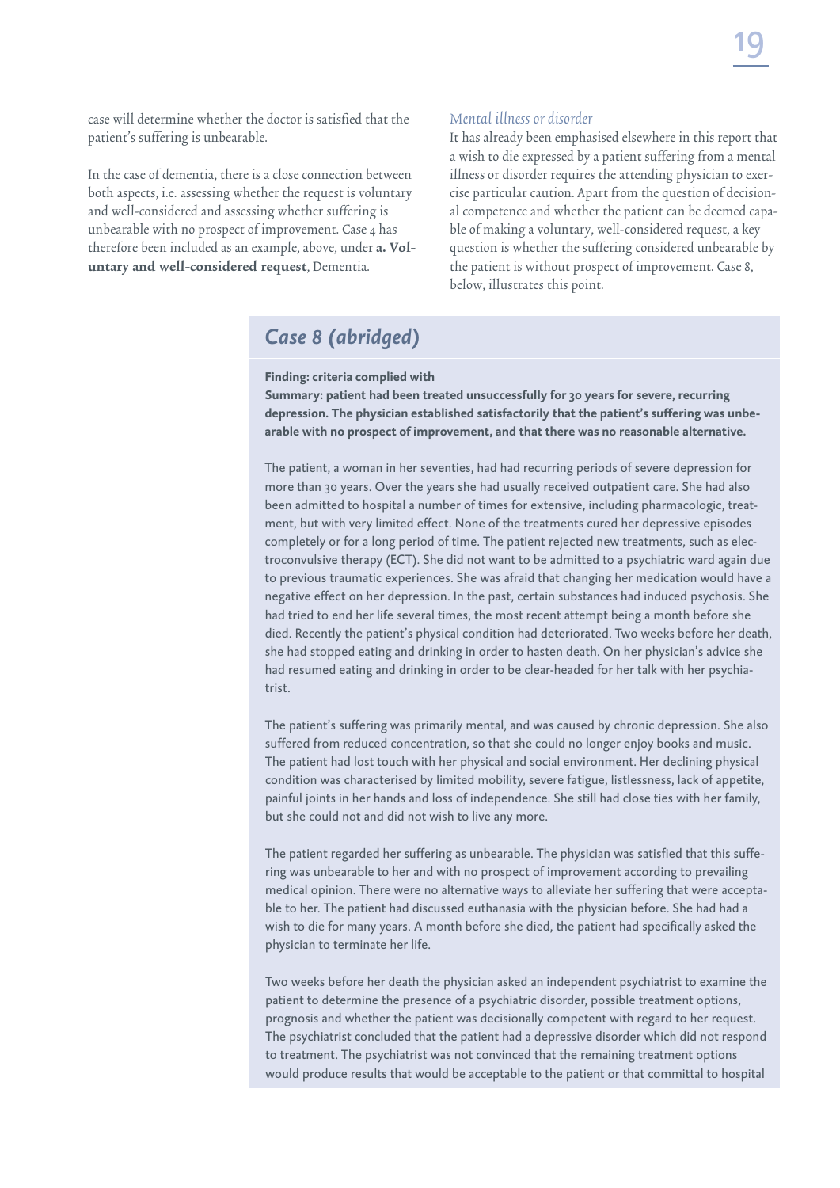case will determine whether the doctor is satisfied that the patient's suffering is unbearable.

In the case of dementia, there is a close connection between both aspects, i.e. assessing whether the request is voluntary and well-considered and assessing whether suffering is unbearable with no prospect of improvement. Case 4 has therefore been included as an example, above, under **a. Voluntary and well-considered request**, Dementia.

### *Mental illness or disorder*

It has already been emphasised elsewhere in this report that a wish to die expressed by a patient suffering from a mental illness or disorder requires the attending physician to exercise particular caution. Apart from the question of decisional competence and whether the patient can be deemed capable of making a voluntary, well-considered request, a key question is whether the suffering considered unbearable by the patient is without prospect of improvement. Case 8, below, illustrates this point.

## *Case 8 (abridged)*

**Finding: criteria complied with**

**Summary: patient had been treated unsuccessfully for 30 years for severe, recurring depression. The physician established satisfactorily that the patient's suffering was unbearable with no prospect of improvement, and that there was no reasonable alternative.**

The patient, a woman in her seventies, had had recurring periods of severe depression for more than 30 years. Over the years she had usually received outpatient care. She had also been admitted to hospital a number of times for extensive, including pharmacologic, treatment, but with very limited effect. None of the treatments cured her depressive episodes completely or for a long period of time. The patient rejected new treatments, such as electroconvulsive therapy (ECT). She did not want to be admitted to a psychiatric ward again due to previous traumatic experiences. She was afraid that changing her medication would have a negative effect on her depression. In the past, certain substances had induced psychosis. She had tried to end her life several times, the most recent attempt being a month before she died. Recently the patient's physical condition had deteriorated. Two weeks before her death, she had stopped eating and drinking in order to hasten death. On her physician's advice she had resumed eating and drinking in order to be clear-headed for her talk with her psychiatrist.

The patient's suffering was primarily mental, and was caused by chronic depression. She also suffered from reduced concentration, so that she could no longer enjoy books and music. The patient had lost touch with her physical and social environment. Her declining physical condition was characterised by limited mobility, severe fatigue, listlessness, lack of appetite, painful joints in her hands and loss of independence. She still had close ties with her family, but she could not and did not wish to live any more.

The patient regarded her suffering as unbearable. The physician was satisfied that this suffering was unbearable to her and with no prospect of improvement according to prevailing medical opinion. There were no alternative ways to alleviate her suffering that were acceptable to her. The patient had discussed euthanasia with the physician before. She had had a wish to die for many years. A month before she died, the patient had specifically asked the physician to terminate her life.

Two weeks before her death the physician asked an independent psychiatrist to examine the patient to determine the presence of a psychiatric disorder, possible treatment options, prognosis and whether the patient was decisionally competent with regard to her request. The psychiatrist concluded that the patient had a depressive disorder which did not respond to treatment. The psychiatrist was not convinced that the remaining treatment options would produce results that would be acceptable to the patient or that committal to hospital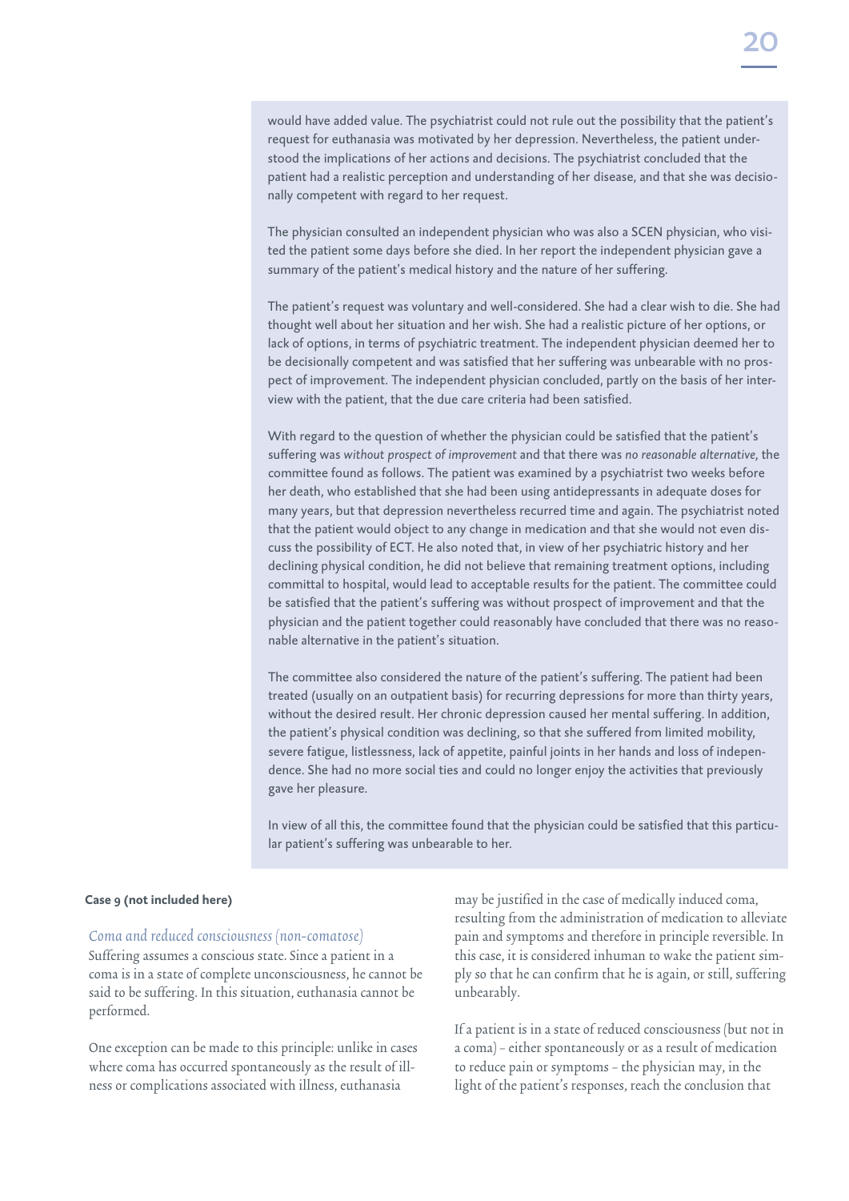would have added value. The psychiatrist could not rule out the possibility that the patient's request for euthanasia was motivated by her depression. Nevertheless, the patient understood the implications of her actions and decisions. The psychiatrist concluded that the patient had a realistic perception and understanding of her disease, and that she was decisionally competent with regard to her request.

The physician consulted an independent physician who was also a SCEN physician, who visited the patient some days before she died. In her report the independent physician gave a summary of the patient's medical history and the nature of her suffering.

The patient's request was voluntary and well-considered. She had a clear wish to die. She had thought well about her situation and her wish. She had a realistic picture of her options, or lack of options, in terms of psychiatric treatment. The independent physician deemed her to be decisionally competent and was satisfied that her suffering was unbearable with no prospect of improvement. The independent physician concluded, partly on the basis of her interview with the patient, that the due care criteria had been satisfied.

With regard to the question of whether the physician could be satisfied that the patient's suffering was *without prospect of improvement* and that there was *no reasonable alternative*, the committee found as follows. The patient was examined by a psychiatrist two weeks before her death, who established that she had been using antidepressants in adequate doses for many years, but that depression nevertheless recurred time and again. The psychiatrist noted that the patient would object to any change in medication and that she would not even discuss the possibility of ECT. He also noted that, in view of her psychiatric history and her declining physical condition, he did not believe that remaining treatment options, including committal to hospital, would lead to acceptable results for the patient. The committee could be satisfied that the patient's suffering was without prospect of improvement and that the physician and the patient together could reasonably have concluded that there was no reasonable alternative in the patient's situation.

The committee also considered the nature of the patient's suffering. The patient had been treated (usually on an outpatient basis) for recurring depressions for more than thirty years, without the desired result. Her chronic depression caused her mental suffering. In addition, the patient's physical condition was declining, so that she suffered from limited mobility, severe fatigue, listlessness, lack of appetite, painful joints in her hands and loss of independence. She had no more social ties and could no longer enjoy the activities that previously gave her pleasure.

In view of all this, the committee found that the physician could be satisfied that this particular patient's suffering was unbearable to her.

**Case 9 (not included here)**

### *Coma and reduced consciousness (non-comatose)*

Suffering assumes a conscious state. Since a patient in a coma is in a state of complete unconsciousness, he cannot be said to be suffering. In this situation, euthanasia cannot be performed.

One exception can be made to this principle: unlike in cases where coma has occurred spontaneously as the result of illness or complications associated with illness, euthanasia may be justified in the case of medically induced coma, resulting from the administration of medication to alleviate pain and symptoms and therefore in principle reversible. In this case, it is considered inhuman to wake the patient simply so that he can confirm that he is again, or still, suffering unbearably.

If a patient is in a state of reduced consciousness (but not in a coma) – either spontaneously or as a result of medication to reduce pain or symptoms – the physician may, in the light of the patient's responses, reach the conclusion that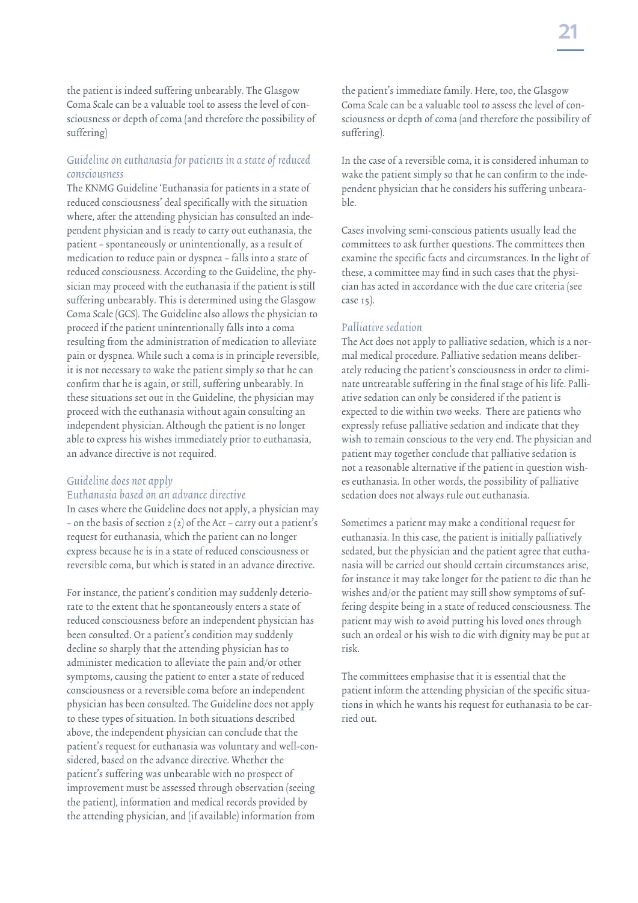the patient is indeed suffering unbearably. The Glasgow Coma Scale can be a valuable tool to assess the level of consciousness or depth of coma (and therefore the possibility of suffering)

### *Guideline on euthanasia for patients in a state of reduced consciousness*

The KNMG Guideline 'Euthanasia for patients in a state of reduced consciousness' deal specifically with the situation where, after the attending physician has consulted an independent physician and is ready to carry out euthanasia, the patient – spontaneously or unintentionally, as a result of medication to reduce pain or dyspnea – falls into a state of reduced consciousness. According to the Guideline, the physician may proceed with the euthanasia if the patient is still suffering unbearably. This is determined using the Glasgow Coma Scale (GCS). The Guideline also allows the physician to proceed if the patient unintentionally falls into a coma resulting from the administration of medication to alleviate pain or dyspnea. While such a coma is in principle reversible, it is not necessary to wake the patient simply so that he can confirm that he is again, or still, suffering unbearably. In these situations set out in the Guideline, the physician may proceed with the euthanasia without again consulting an independent physician. Although the patient is no longer able to express his wishes immediately prior to euthanasia, an advance directive is not required.

### *Guideline does not apply*
### *Euthanasia based on an advance directive*

In cases where the Guideline does not apply, a physician may – on the basis of section 2 (2) of the Act – carry out a patient's request for euthanasia, which the patient can no longer express because he is in a state of reduced consciousness or reversible coma, but which is stated in an advance directive.

For instance, the patient's condition may suddenly deteriorate to the extent that he spontaneously enters a state of reduced consciousness before an independent physician has been consulted. Or a patient's condition may suddenly decline so sharply that the attending physician has to administer medication to alleviate the pain and/or other symptoms, causing the patient to enter a state of reduced consciousness or a reversible coma before an independent physician has been consulted. The Guideline does not apply to these types of situation. In both situations described above, the independent physician can conclude that the patient's request for euthanasia was voluntary and well-considered, based on the advance directive. Whether the patient's suffering was unbearable with no prospect of improvement must be assessed through observation (seeing the patient), information and medical records provided by the attending physician, and (if available) information from the patient's immediate family. Here, too, the Glasgow Coma Scale can be a valuable tool to assess the level of consciousness or depth of coma (and therefore the possibility of suffering).

In the case of a reversible coma, it is considered inhuman to wake the patient simply so that he can confirm to the independent physician that he considers his suffering unbearable.

Cases involving semi-conscious patients usually lead the committees to ask further questions. The committees then examine the specific facts and circumstances. In the light of these, a committee may find in such cases that the physician has acted in accordance with the due care criteria (see case 15).

### *Palliative sedation*

The Act does not apply to palliative sedation, which is a normal medical procedure. Palliative sedation means deliberately reducing the patient's consciousness in order to eliminate untreatable suffering in the final stage of his life. Palliative sedation can only be considered if the patient is expected to die within two weeks. There are patients who expressly refuse palliative sedation and indicate that they wish to remain conscious to the very end. The physician and patient may together conclude that palliative sedation is not a reasonable alternative if the patient in question wishes euthanasia. In other words, the possibility of palliative sedation does not always rule out euthanasia.

Sometimes a patient may make a conditional request for euthanasia. In this case, the patient is initially palliatively sedated, but the physician and the patient agree that euthanasia will be carried out should certain circumstances arise, for instance it may take longer for the patient to die than he wishes and/or the patient may still show symptoms of suffering despite being in a state of reduced consciousness. The patient may wish to avoid putting his loved ones through such an ordeal or his wish to die with dignity may be put at risk.

The committees emphasise that it is essential that the patient inform the attending physician of the specific situations in which he wants his request for euthanasia to be carried out.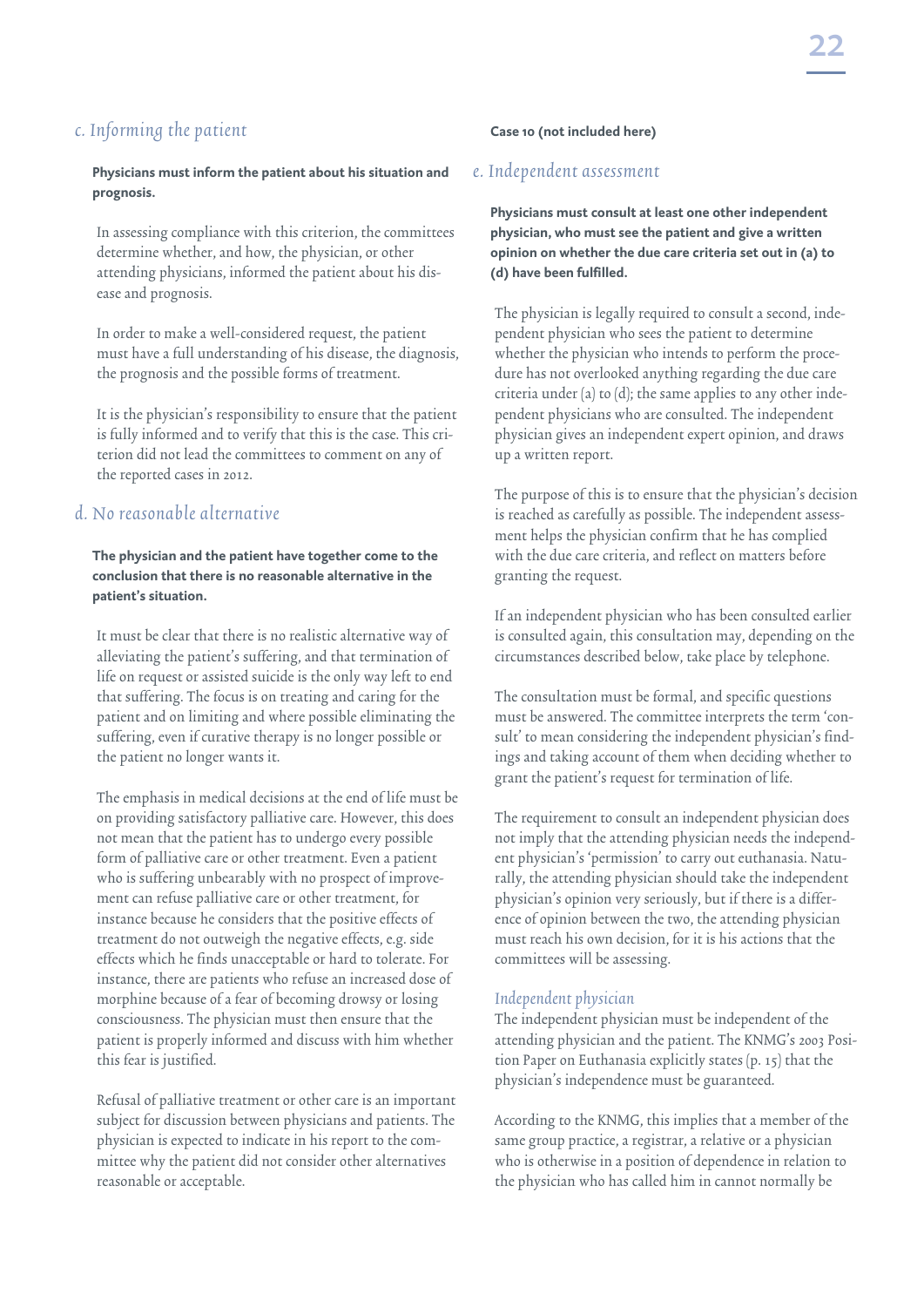## *c. Informing the patient*

**Physicians must inform the patient about his situation and prognosis.**

In assessing compliance with this criterion, the committees determine whether, and how, the physician, or other attending physicians, informed the patient about his disease and prognosis.

In order to make a well-considered request, the patient must have a full understanding of his disease, the diagnosis, the prognosis and the possible forms of treatment.

It is the physician's responsibility to ensure that the patient is fully informed and to verify that this is the case. This criterion did not lead the committees to comment on any of the reported cases in 2012.

## *d. No reasonable alternative*

**The physician and the patient have together come to the conclusion that there is no reasonable alternative in the patient's situation.**

It must be clear that there is no realistic alternative way of alleviating the patient's suffering, and that termination of life on request or assisted suicide is the only way left to end that suffering. The focus is on treating and caring for the patient and on limiting and where possible eliminating the suffering, even if curative therapy is no longer possible or the patient no longer wants it.

The emphasis in medical decisions at the end of life must be on providing satisfactory palliative care. However, this does not mean that the patient has to undergo every possible form of palliative care or other treatment. Even a patient who is suffering unbearably with no prospect of improvement can refuse palliative care or other treatment, for instance because he considers that the positive effects of treatment do not outweigh the negative effects, e.g. side effects which he finds unacceptable or hard to tolerate. For instance, there are patients who refuse an increased dose of morphine because of a fear of becoming drowsy or losing consciousness. The physician must then ensure that the patient is properly informed and discuss with him whether this fear is justified.

Refusal of palliative treatment or other care is an important subject for discussion between physicians and patients. The physician is expected to indicate in his report to the committee why the patient did not consider other alternatives reasonable or acceptable.

**Case 10 (not included here)**

## *e. Independent assessment*

**Physicians must consult at least one other independent physician, who must see the patient and give a written opinion on whether the due care criteria set out in (a) to (d) have been fulfilled.**

The physician is legally required to consult a second, independent physician who sees the patient to determine whether the physician who intends to perform the procedure has not overlooked anything regarding the due care criteria under (a) to (d); the same applies to any other independent physicians who are consulted. The independent physician gives an independent expert opinion, and draws up a written report.

The purpose of this is to ensure that the physician's decision is reached as carefully as possible. The independent assessment helps the physician confirm that he has complied with the due care criteria, and reflect on matters before granting the request.

If an independent physician who has been consulted earlier is consulted again, this consultation may, depending on the circumstances described below, take place by telephone.

The consultation must be formal, and specific questions must be answered. The committee interprets the term 'consult' to mean considering the independent physician's findings and taking account of them when deciding whether to grant the patient's request for termination of life.

The requirement to consult an independent physician does not imply that the attending physician needs the independent physician's 'permission' to carry out euthanasia. Naturally, the attending physician should take the independent physician's opinion very seriously, but if there is a difference of opinion between the two, the attending physician must reach his own decision, for it is his actions that the committees will be assessing.

### *Independent physician*

The independent physician must be independent of the attending physician and the patient. The KNMG's 2003 Position Paper on Euthanasia explicitly states (p. 15) that the physician's independence must be guaranteed.

According to the KNMG, this implies that a member of the same group practice, a registrar, a relative or a physician who is otherwise in a position of dependence in relation to the physician who has called him in cannot normally be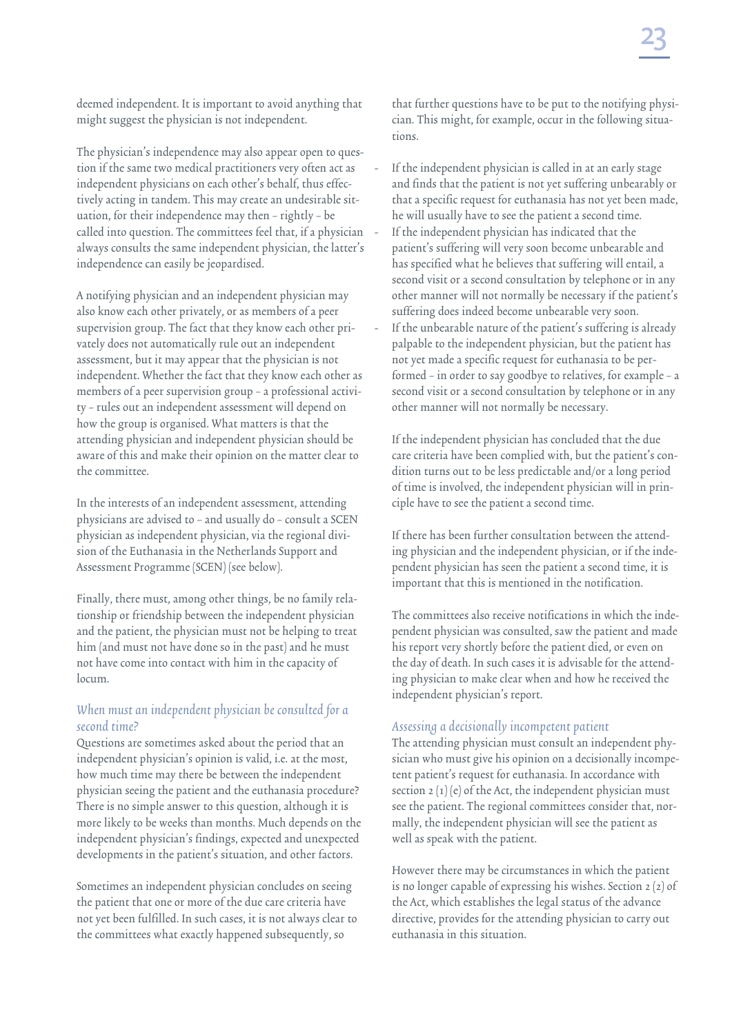deemed independent. It is important to avoid anything that might suggest the physician is not independent.

The physician's independence may also appear open to question if the same two medical practitioners very often act as independent physicians on each other's behalf, thus effectively acting in tandem. This may create an undesirable situation, for their independence may then – rightly – be called into question. The committees feel that, if a physician always consults the same independent physician, the latter's independence can easily be jeopardised.

A notifying physician and an independent physician may also know each other privately, or as members of a peer supervision group. The fact that they know each other privately does not automatically rule out an independent assessment, but it may appear that the physician is not independent. Whether the fact that they know each other as members of a peer supervision group – a professional activity – rules out an independent assessment will depend on how the group is organised. What matters is that the attending physician and independent physician should be aware of this and make their opinion on the matter clear to the committee.

In the interests of an independent assessment, attending physicians are advised to – and usually do – consult a SCEN physician as independent physician, via the regional division of the Euthanasia in the Netherlands Support and Assessment Programme (SCEN) (see below).

Finally, there must, among other things, be no family relationship or friendship between the independent physician and the patient, the physician must not be helping to treat him (and must not have done so in the past) and he must not have come into contact with him in the capacity of locum.

### *When must an independent physician be consulted for a second time?*

Questions are sometimes asked about the period that an independent physician's opinion is valid, i.e. at the most, how much time may there be between the independent physician seeing the patient and the euthanasia procedure? There is no simple answer to this question, although it is more likely to be weeks than months. Much depends on the independent physician's findings, expected and unexpected developments in the patient's situation, and other factors.

Sometimes an independent physician concludes on seeing the patient that one or more of the due care criteria have not yet been fulfilled. In such cases, it is not always clear to the committees what exactly happened subsequently, so that further questions have to be put to the notifying physician. This might, for example, occur in the following situations.

- If the independent physician is called in at an early stage and finds that the patient is not yet suffering unbearably or that a specific request for euthanasia has not yet been made, he will usually have to see the patient a second time.
- If the independent physician has indicated that the patient's suffering will very soon become unbearable and has specified what he believes that suffering will entail, a second visit or a second consultation by telephone or in any other manner will not normally be necessary if the patient's suffering does indeed become unbearable very soon.
- If the unbearable nature of the patient's suffering is already palpable to the independent physician, but the patient has not yet made a specific request for euthanasia to be performed – in order to say goodbye to relatives, for example – a second visit or a second consultation by telephone or in any other manner will not normally be necessary.

If the independent physician has concluded that the due care criteria have been complied with, but the patient's condition turns out to be less predictable and/or a long period of time is involved, the independent physician will in principle have to see the patient a second time.

If there has been further consultation between the attending physician and the independent physician, or if the independent physician has seen the patient a second time, it is important that this is mentioned in the notification.

The committees also receive notifications in which the independent physician was consulted, saw the patient and made his report very shortly before the patient died, or even on the day of death. In such cases it is advisable for the attending physician to make clear when and how he received the independent physician's report.

### *Assessing a decisionally incompetent patient*

The attending physician must consult an independent physician who must give his opinion on a decisionally incompetent patient's request for euthanasia. In accordance with section 2 (1) (e) of the Act, the independent physician must see the patient. The regional committees consider that, normally, the independent physician will see the patient as well as speak with the patient.

However there may be circumstances in which the patient is no longer capable of expressing his wishes. Section 2 (2) of the Act, which establishes the legal status of the advance directive, provides for the attending physician to carry out euthanasia in this situation.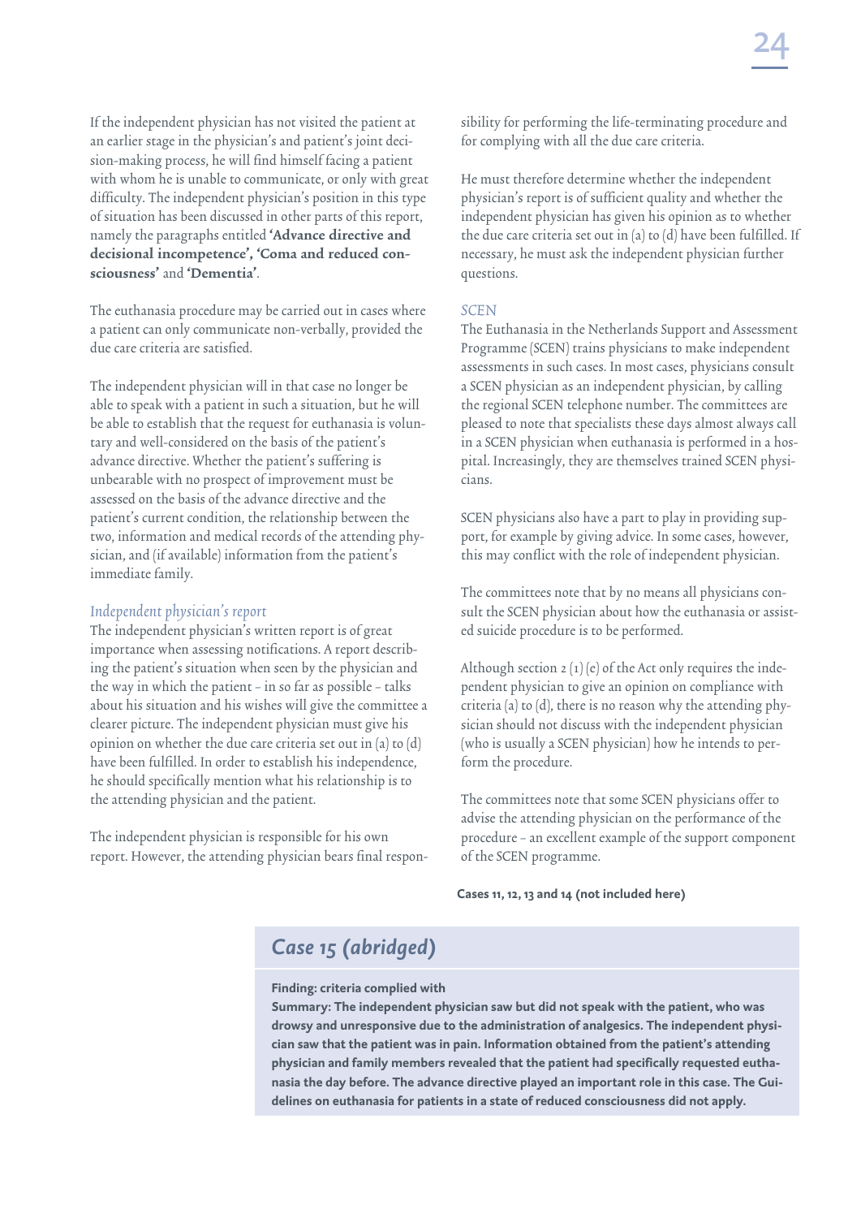If the independent physician has not visited the patient at an earlier stage in the physician's and patient's joint decision-making process, he will find himself facing a patient with whom he is unable to communicate, or only with great difficulty. The independent physician's position in this type of situation has been discussed in other parts of this report, namely the paragraphs entitled **'Advance directive and decisional incompetence', 'Coma and reduced consciousness'** and **'Dementia'**.

The euthanasia procedure may be carried out in cases where a patient can only communicate non-verbally, provided the due care criteria are satisfied.

The independent physician will in that case no longer be able to speak with a patient in such a situation, but he will be able to establish that the request for euthanasia is voluntary and well-considered on the basis of the patient's advance directive. Whether the patient's suffering is unbearable with no prospect of improvement must be assessed on the basis of the advance directive and the patient's current condition, the relationship between the two, information and medical records of the attending physician, and (if available) information from the patient's immediate family.

### *Independent physician's report*

The independent physician's written report is of great importance when assessing notifications. A report describing the patient's situation when seen by the physician and the way in which the patient – in so far as possible – talks about his situation and his wishes will give the committee a clearer picture. The independent physician must give his opinion on whether the due care criteria set out in (a) to (d) have been fulfilled. In order to establish his independence, he should specifically mention what his relationship is to the attending physician and the patient.

The independent physician is responsible for his own report. However, the attending physician bears final responsibility for performing the life-terminating procedure and for complying with all the due care criteria.

He must therefore determine whether the independent physician's report is of sufficient quality and whether the independent physician has given his opinion as to whether the due care criteria set out in (a) to (d) have been fulfilled. If necessary, he must ask the independent physician further questions.

### *SCEN*

The Euthanasia in the Netherlands Support and Assessment Programme (SCEN) trains physicians to make independent assessments in such cases. In most cases, physicians consult a SCEN physician as an independent physician, by calling the regional SCEN telephone number. The committees are pleased to note that specialists these days almost always call in a SCEN physician when euthanasia is performed in a hospital. Increasingly, they are themselves trained SCEN physicians.

SCEN physicians also have a part to play in providing support, for example by giving advice. In some cases, however, this may conflict with the role of independent physician.

The committees note that by no means all physicians consult the SCEN physician about how the euthanasia or assisted suicide procedure is to be performed.

Although section 2 (1) (e) of the Act only requires the independent physician to give an opinion on compliance with criteria (a) to (d), there is no reason why the attending physician should not discuss with the independent physician (who is usually a SCEN physician) how he intends to perform the procedure.

The committees note that some SCEN physicians offer to advise the attending physician on the performance of the procedure – an excellent example of the support component of the SCEN programme.

**Cases 11, 12, 13 and 14 (not included here)**

## *Case 15 (abridged)*

**Finding: criteria complied with**

**Summary: The independent physician saw but did not speak with the patient, who was drowsy and unresponsive due to the administration of analgesics. The independent physician saw that the patient was in pain. Information obtained from the patient's attending physician and family members revealed that the patient had specifically requested euthanasia the day before. The advance directive played an important role in this case. The Guidelines on euthanasia for patients in a state of reduced consciousness did not apply.**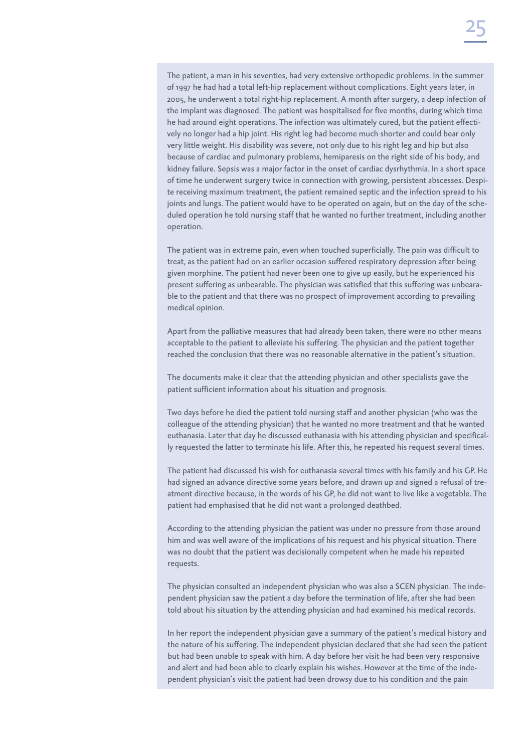The patient, a man in his seventies, had very extensive orthopedic problems. In the summer of 1997 he had had a total left-hip replacement without complications. Eight years later, in 2005, he underwent a total right-hip replacement. A month after surgery, a deep infection of the implant was diagnosed. The patient was hospitalised for five months, during which time he had around eight operations. The infection was ultimately cured, but the patient effectively no longer had a hip joint. His right leg had become much shorter and could bear only very little weight. His disability was severe, not only due to his right leg and hip but also because of cardiac and pulmonary problems, hemiparesis on the right side of his body, and kidney failure. Sepsis was a major factor in the onset of cardiac dysrhythmia. In a short space of time he underwent surgery twice in connection with growing, persistent abscesses. Despite receiving maximum treatment, the patient remained septic and the infection spread to his joints and lungs. The patient would have to be operated on again, but on the day of the scheduled operation he told nursing staff that he wanted no further treatment, including another operation.

The patient was in extreme pain, even when touched superficially. The pain was difficult to treat, as the patient had on an earlier occasion suffered respiratory depression after being given morphine. The patient had never been one to give up easily, but he experienced his present suffering as unbearable. The physician was satisfied that this suffering was unbearable to the patient and that there was no prospect of improvement according to prevailing medical opinion.

Apart from the palliative measures that had already been taken, there were no other means acceptable to the patient to alleviate his suffering. The physician and the patient together reached the conclusion that there was no reasonable alternative in the patient's situation.

The documents make it clear that the attending physician and other specialists gave the patient sufficient information about his situation and prognosis.

Two days before he died the patient told nursing staff and another physician (who was the colleague of the attending physician) that he wanted no more treatment and that he wanted euthanasia. Later that day he discussed euthanasia with his attending physician and specifically requested the latter to terminate his life. After this, he repeated his request several times.

The patient had discussed his wish for euthanasia several times with his family and his GP. He had signed an advance directive some years before, and drawn up and signed a refusal of treatment directive because, in the words of his GP, he did not want to live like a vegetable. The patient had emphasised that he did not want a prolonged deathbed.

According to the attending physician the patient was under no pressure from those around him and was well aware of the implications of his request and his physical situation. There was no doubt that the patient was decisionally competent when he made his repeated requests.

The physician consulted an independent physician who was also a SCEN physician. The independent physician saw the patient a day before the termination of life, after she had been told about his situation by the attending physician and had examined his medical records.

In her report the independent physician gave a summary of the patient's medical history and the nature of his suffering. The independent physician declared that she had seen the patient but had been unable to speak with him. A day before her visit he had been very responsive and alert and had been able to clearly explain his wishes. However at the time of the independent physician's visit the patient had been drowsy due to his condition and the pain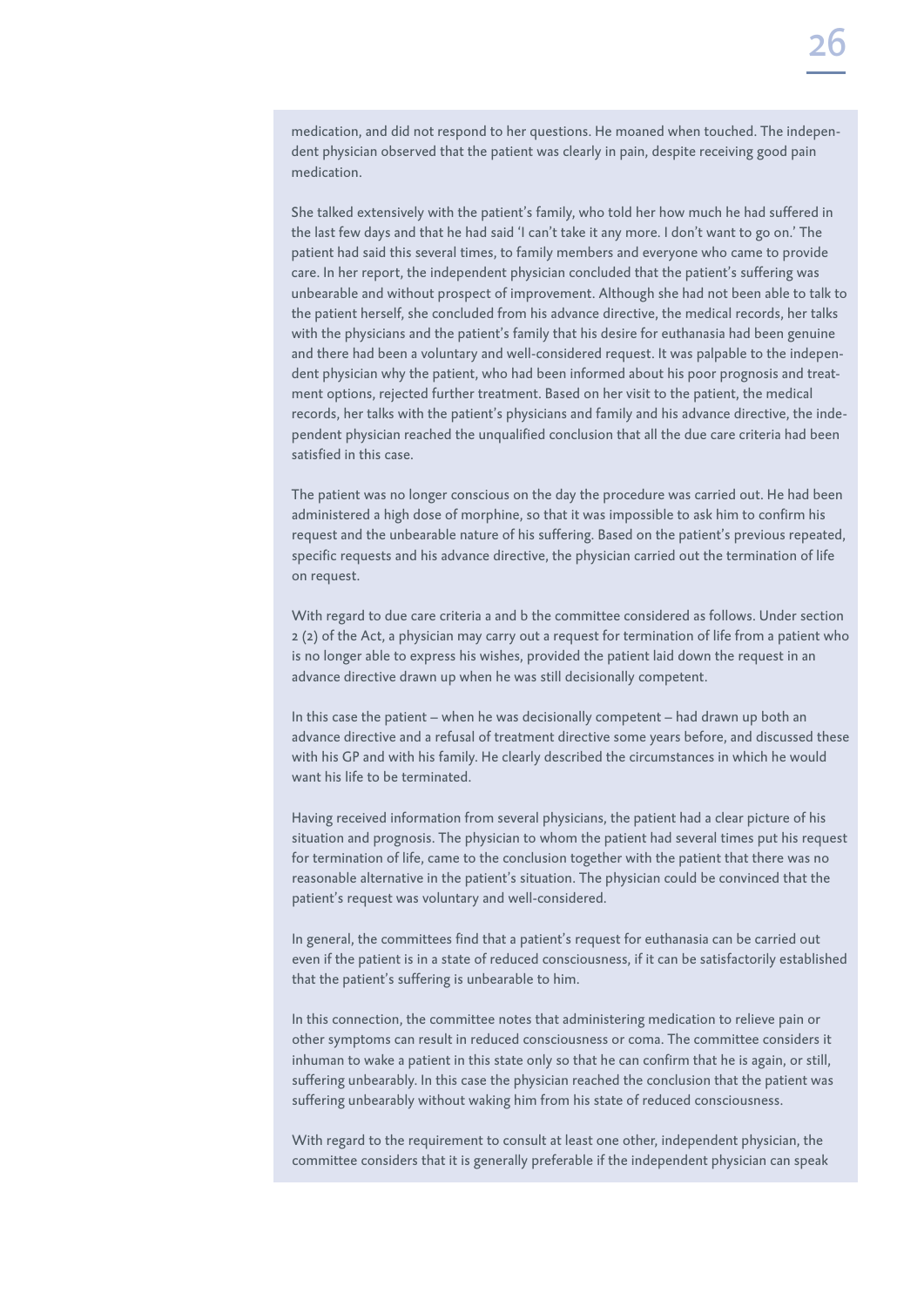medication, and did not respond to her questions. He moaned when touched. The independent physician observed that the patient was clearly in pain, despite receiving good pain medication.

She talked extensively with the patient's family, who told her how much he had suffered in the last few days and that he had said 'I can't take it any more. I don't want to go on.' The patient had said this several times, to family members and everyone who came to provide care. In her report, the independent physician concluded that the patient's suffering was unbearable and without prospect of improvement. Although she had not been able to talk to the patient herself, she concluded from his advance directive, the medical records, her talks with the physicians and the patient's family that his desire for euthanasia had been genuine and there had been a voluntary and well-considered request. It was palpable to the independent physician why the patient, who had been informed about his poor prognosis and treatment options, rejected further treatment. Based on her visit to the patient, the medical records, her talks with the patient's physicians and family and his advance directive, the independent physician reached the unqualified conclusion that all the due care criteria had been satisfied in this case.

The patient was no longer conscious on the day the procedure was carried out. He had been administered a high dose of morphine, so that it was impossible to ask him to confirm his request and the unbearable nature of his suffering. Based on the patient's previous repeated, specific requests and his advance directive, the physician carried out the termination of life on request.

With regard to due care criteria a and b the committee considered as follows. Under section 2 (2) of the Act, a physician may carry out a request for termination of life from a patient who is no longer able to express his wishes, provided the patient laid down the request in an advance directive drawn up when he was still decisionally competent.

In this case the patient – when he was decisionally competent – had drawn up both an advance directive and a refusal of treatment directive some years before, and discussed these with his GP and with his family. He clearly described the circumstances in which he would want his life to be terminated.

Having received information from several physicians, the patient had a clear picture of his situation and prognosis. The physician to whom the patient had several times put his request for termination of life, came to the conclusion together with the patient that there was no reasonable alternative in the patient's situation. The physician could be convinced that the patient's request was voluntary and well-considered.

In general, the committees find that a patient's request for euthanasia can be carried out even if the patient is in a state of reduced consciousness, if it can be satisfactorily established that the patient's suffering is unbearable to him.

In this connection, the committee notes that administering medication to relieve pain or other symptoms can result in reduced consciousness or coma. The committee considers it inhuman to wake a patient in this state only so that he can confirm that he is again, or still, suffering unbearably. In this case the physician reached the conclusion that the patient was suffering unbearably without waking him from his state of reduced consciousness.

With regard to the requirement to consult at least one other, independent physician, the committee considers that it is generally preferable if the independent physician can speak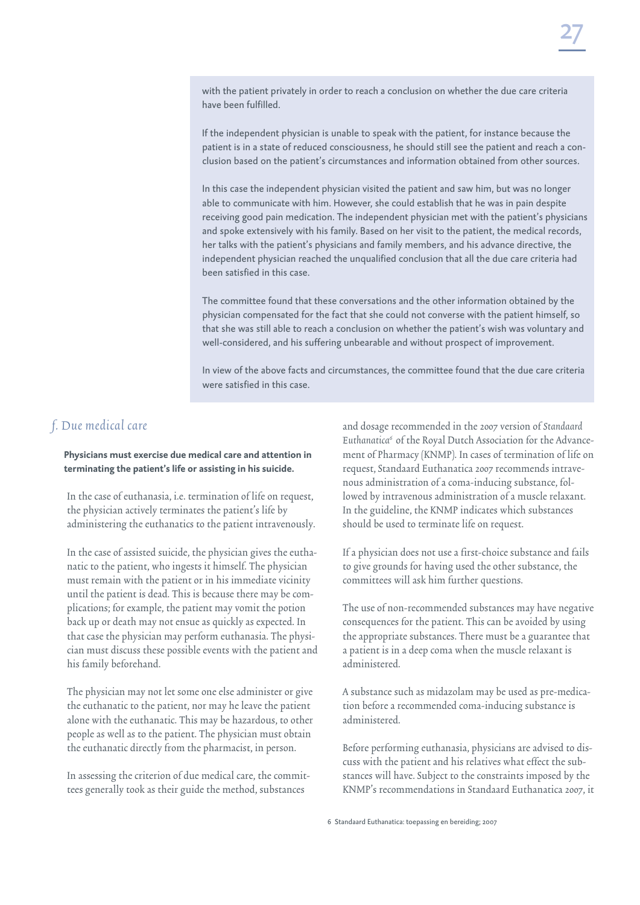with the patient privately in order to reach a conclusion on whether the due care criteria have been fulfilled.

If the independent physician is unable to speak with the patient, for instance because the patient is in a state of reduced consciousness, he should still see the patient and reach a conclusion based on the patient's circumstances and information obtained from other sources.

In this case the independent physician visited the patient and saw him, but was no longer able to communicate with him. However, she could establish that he was in pain despite receiving good pain medication. The independent physician met with the patient's physicians and spoke extensively with his family. Based on her visit to the patient, the medical records, her talks with the patient's physicians and family members, and his advance directive, the independent physician reached the unqualified conclusion that all the due care criteria had been satisfied in this case.

The committee found that these conversations and the other information obtained by the physician compensated for the fact that she could not converse with the patient himself, so that she was still able to reach a conclusion on whether the patient's wish was voluntary and well-considered, and his suffering unbearable and without prospect of improvement.

In view of the above facts and circumstances, the committee found that the due care criteria were satisfied in this case.

## *f. Due medical care*

**Physicians must exercise due medical care and attention in terminating the patient's life or assisting in his suicide.**

In the case of euthanasia, i.e. termination of life on request, the physician actively terminates the patient's life by administering the euthanatics to the patient intravenously.

In the case of assisted suicide, the physician gives the euthanatic to the patient, who ingests it himself. The physician must remain with the patient or in his immediate vicinity until the patient is dead. This is because there may be complications; for example, the patient may vomit the potion back up or death may not ensue as quickly as expected. In that case the physician may perform euthanasia. The physician must discuss these possible events with the patient and his family beforehand.

The physician may not let some one else administer or give the euthanatic to the patient, nor may he leave the patient alone with the euthanatic. This may be hazardous, to other people as well as to the patient. The physician must obtain the euthanatic directly from the pharmacist, in person.

In assessing the criterion of due medical care, the committees generally took as their guide the method, substances and dosage recommended in the 2007 version of *Standaard Euthanatica*[6] of the Royal Dutch Association for the Advancement of Pharmacy (KNMP). In cases of termination of life on request, Standaard Euthanatica 2007 recommends intravenous administration of a coma-inducing substance, followed by intravenous administration of a muscle relaxant. In the guideline, the KNMP indicates which substances should be used to terminate life on request.

If a physician does not use a first-choice substance and fails to give grounds for having used the other substance, the committees will ask him further questions.

The use of non-recommended substances may have negative consequences for the patient. This can be avoided by using the appropriate substances. There must be a guarantee that a patient is in a deep coma when the muscle relaxant is administered.

A substance such as midazolam may be used as pre-medication before a recommended coma-inducing substance is administered.

Before performing euthanasia, physicians are advised to discuss with the patient and his relatives what effect the substances will have. Subject to the constraints imposed by the KNMP's recommendations in Standaard Euthanatica 2007, it

6 Standaard Euthanatica: toepassing en bereiding; 2007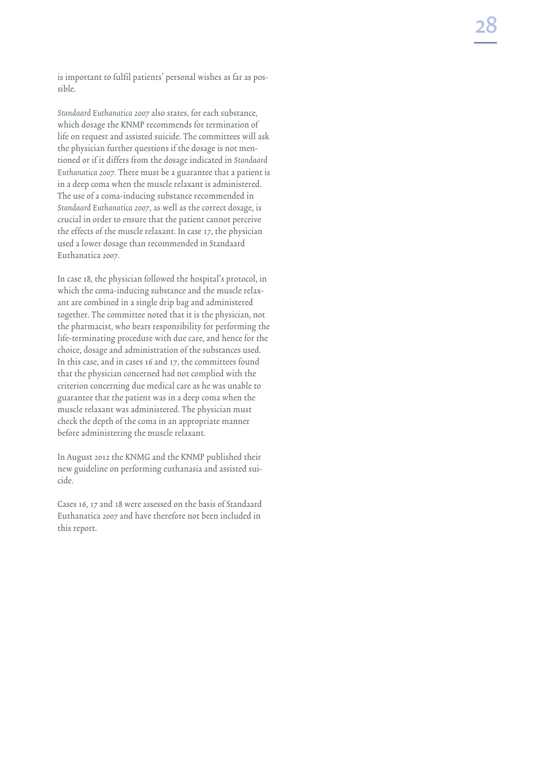is important to fulfil patients' personal wishes as far as possible.

*Standaard Euthanatica 2007* also states, for each substance, which dosage the KNMP recommends for termination of life on request and assisted suicide. The committees will ask the physician further questions if the dosage is not mentioned or if it differs from the dosage indicated in *Standaard Euthanatica 2007*. There must be a guarantee that a patient is in a deep coma when the muscle relaxant is administered. The use of a coma-inducing substance recommended in *Standaard Euthanatica 2007*, as well as the correct dosage, is crucial in order to ensure that the patient cannot perceive the effects of the muscle relaxant. In case 17, the physician used a lower dosage than recommended in Standaard Euthanatica 2007.

In case 18, the physician followed the hospital's protocol, in which the coma-inducing substance and the muscle relaxant are combined in a single drip bag and administered together. The committee noted that it is the physician, not the pharmacist, who bears responsibility for performing the life-terminating procedure with due care, and hence for the choice, dosage and administration of the substances used. In this case, and in cases 16 and 17, the committees found that the physician concerned had not complied with the criterion concerning due medical care as he was unable to guarantee that the patient was in a deep coma when the muscle relaxant was administered. The physician must check the depth of the coma in an appropriate manner before administering the muscle relaxant.

In August 2012 the KNMG and the KNMP published their new guideline on performing euthanasia and assisted suicide.

Cases 16, 17 and 18 were assessed on the basis of Standaard Euthanatica 2007 and have therefore not been included in this report.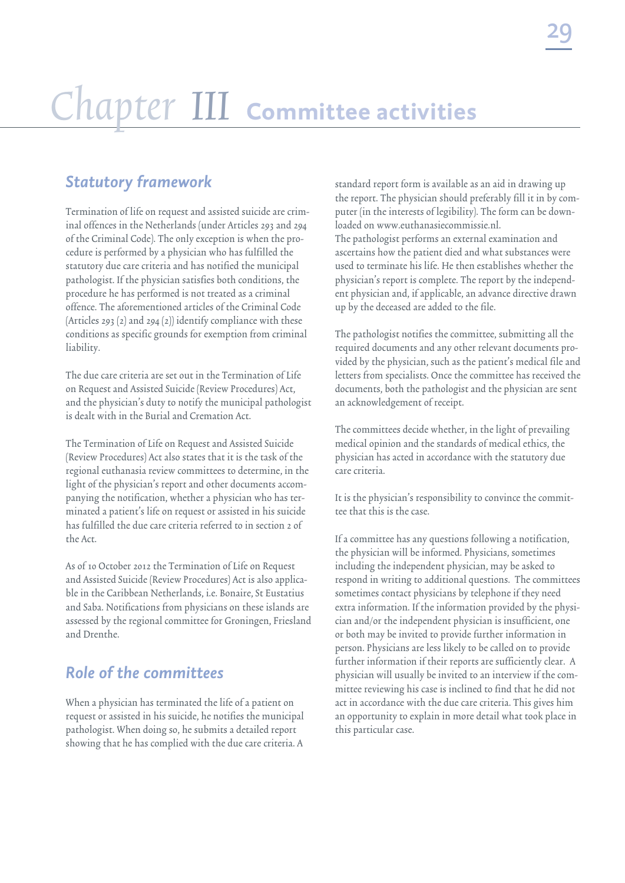# Chapter III Committee activities

## Statutory framework

Termination of life on request and assisted suicide are criminal offences in the Netherlands (under Articles 293 and 294 of the Criminal Code). The only exception is when the procedure is performed by a physician who has fulfilled the statutory due care criteria and has notified the municipal pathologist. If the physician satisfies both conditions, the procedure he has performed is not treated as a criminal offence. The aforementioned articles of the Criminal Code (Articles 293 (2) and 294 (2)) identify compliance with these conditions as specific grounds for exemption from criminal liability.

The due care criteria are set out in the Termination of Life on Request and Assisted Suicide (Review Procedures) Act, and the physician's duty to notify the municipal pathologist is dealt with in the Burial and Cremation Act.

The Termination of Life on Request and Assisted Suicide (Review Procedures) Act also states that it is the task of the regional euthanasia review committees to determine, in the light of the physician's report and other documents accompanying the notification, whether a physician who has terminated a patient's life on request or assisted in his suicide has fulfilled the due care criteria referred to in section 2 of the Act.

As of 10 October 2012 the Termination of Life on Request and Assisted Suicide (Review Procedures) Act is also applicable in the Caribbean Netherlands, i.e. Bonaire, St Eustatius and Saba. Notifications from physicians on these islands are assessed by the regional committee for Groningen, Friesland and Drenthe.

## Role of the committees

When a physician has terminated the life of a patient on request or assisted in his suicide, he notifies the municipal pathologist. When doing so, he submits a detailed report showing that he has complied with the due care criteria. A standard report form is available as an aid in drawing up the report. The physician should preferably fill it in by computer (in the interests of legibility). The form can be downloaded on www.euthanasiecommissie.nl.
The pathologist performs an external examination and ascertains how the patient died and what substances were used to terminate his life. He then establishes whether the physician's report is complete. The report by the independent physician and, if applicable, an advance directive drawn up by the deceased are added to the file.

The pathologist notifies the committee, submitting all the required documents and any other relevant documents provided by the physician, such as the patient's medical file and letters from specialists. Once the committee has received the documents, both the pathologist and the physician are sent an acknowledgement of receipt.

The committees decide whether, in the light of prevailing medical opinion and the standards of medical ethics, the physician has acted in accordance with the statutory due care criteria.

It is the physician's responsibility to convince the committee that this is the case.

If a committee has any questions following a notification, the physician will be informed. Physicians, sometimes including the independent physician, may be asked to respond in writing to additional questions. The committees sometimes contact physicians by telephone if they need extra information. If the information provided by the physician and/or the independent physician is insufficient, one or both may be invited to provide further information in person. Physicians are less likely to be called on to provide further information if their reports are sufficiently clear. A physician will usually be invited to an interview if the committee reviewing his case is inclined to find that he did not act in accordance with the due care criteria. This gives him an opportunity to explain in more detail what took place in this particular case.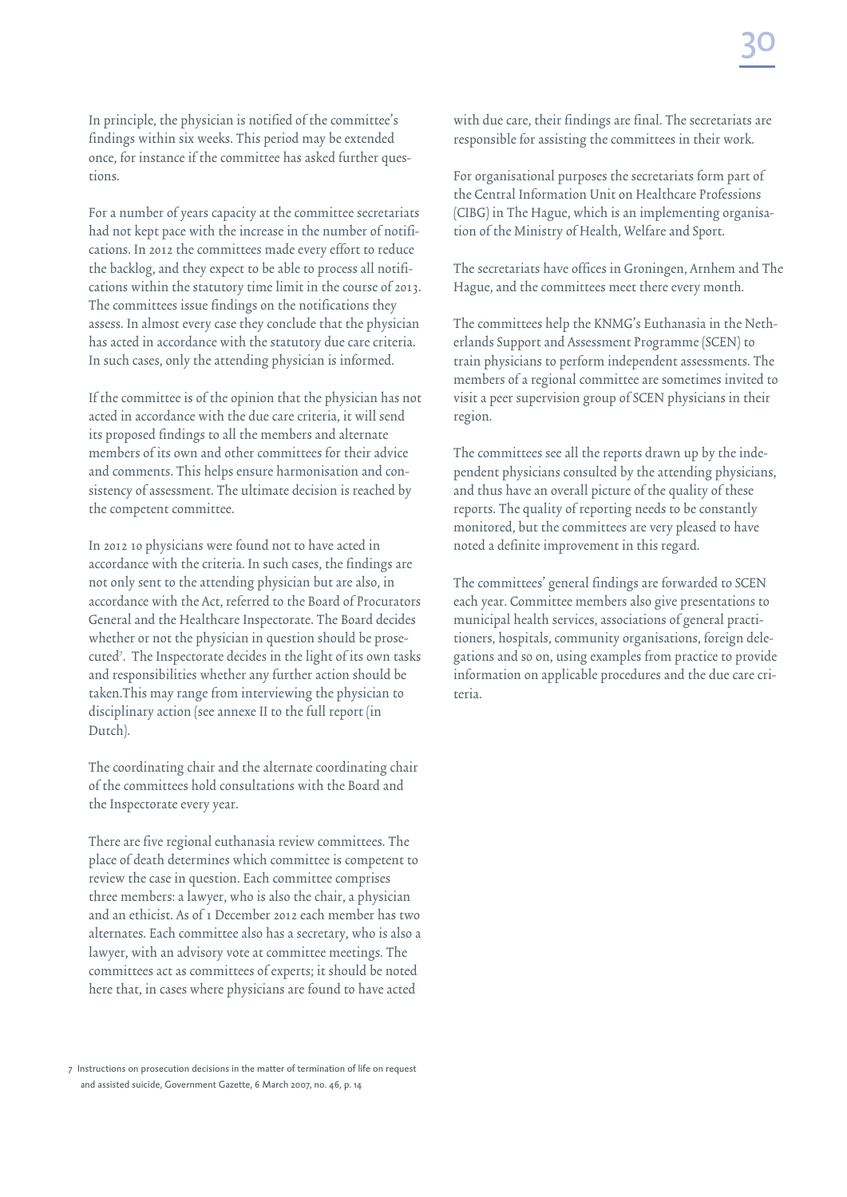In principle, the physician is notified of the committee's findings within six weeks. This period may be extended once, for instance if the committee has asked further questions.

For a number of years capacity at the committee secretariats had not kept pace with the increase in the number of notifications. In 2012 the committees made every effort to reduce the backlog, and they expect to be able to process all notifications within the statutory time limit in the course of 2013. The committees issue findings on the notifications they assess. In almost every case they conclude that the physician has acted in accordance with the statutory due care criteria. In such cases, only the attending physician is informed.

If the committee is of the opinion that the physician has not acted in accordance with the due care criteria, it will send its proposed findings to all the members and alternate members of its own and other committees for their advice and comments. This helps ensure harmonisation and consistency of assessment. The ultimate decision is reached by the competent committee.

In 2012 10 physicians were found not to have acted in accordance with the criteria. In such cases, the findings are not only sent to the attending physician but are also, in accordance with the Act, referred to the Board of Procurators General and the Healthcare Inspectorate. The Board decides whether or not the physician in question should be prosecuted[7]. The Inspectorate decides in the light of its own tasks and responsibilities whether any further action should be taken.This may range from interviewing the physician to disciplinary action (see annexe II to the full report (in Dutch).

The coordinating chair and the alternate coordinating chair of the committees hold consultations with the Board and the Inspectorate every year.

There are five regional euthanasia review committees. The place of death determines which committee is competent to review the case in question. Each committee comprises three members: a lawyer, who is also the chair, a physician and an ethicist. As of 1 December 2012 each member has two alternates. Each committee also has a secretary, who is also a lawyer, with an advisory vote at committee meetings. The committees act as committees of experts; it should be noted here that, in cases where physicians are found to have acted with due care, their findings are final. The secretariats are responsible for assisting the committees in their work.

For organisational purposes the secretariats form part of the Central Information Unit on Healthcare Professions (CIBG) in The Hague, which is an implementing organisation of the Ministry of Health, Welfare and Sport.

The secretariats have offices in Groningen, Arnhem and The Hague, and the committees meet there every month.

The committees help the KNMG's Euthanasia in the Netherlands Support and Assessment Programme (SCEN) to train physicians to perform independent assessments. The members of a regional committee are sometimes invited to visit a peer supervision group of SCEN physicians in their region.

The committees see all the reports drawn up by the independent physicians consulted by the attending physicians, and thus have an overall picture of the quality of these reports. The quality of reporting needs to be constantly monitored, but the committees are very pleased to have noted a definite improvement in this regard.

The committees' general findings are forwarded to SCEN each year. Committee members also give presentations to municipal health services, associations of general practitioners, hospitals, community organisations, foreign delegations and so on, using examples from practice to provide information on applicable procedures and the due care criteria.

[7] Instructions on prosecution decisions in the matter of termination of life on request and assisted suicide, Government Gazette, 6 March 2007, no. 46, p. 14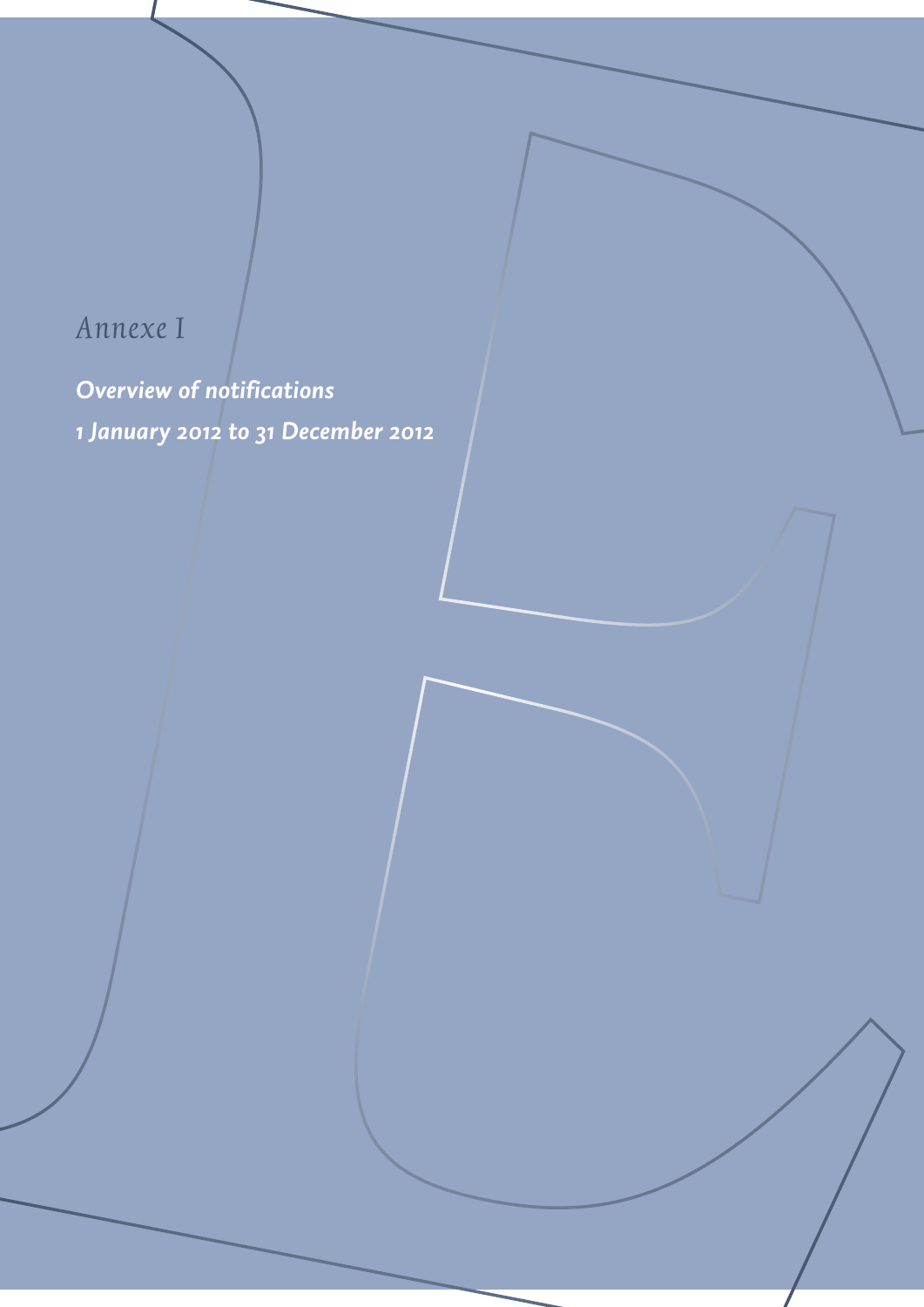# Annexe I

***Overview of notifications***

***1 January 2012 to 31 December 2012***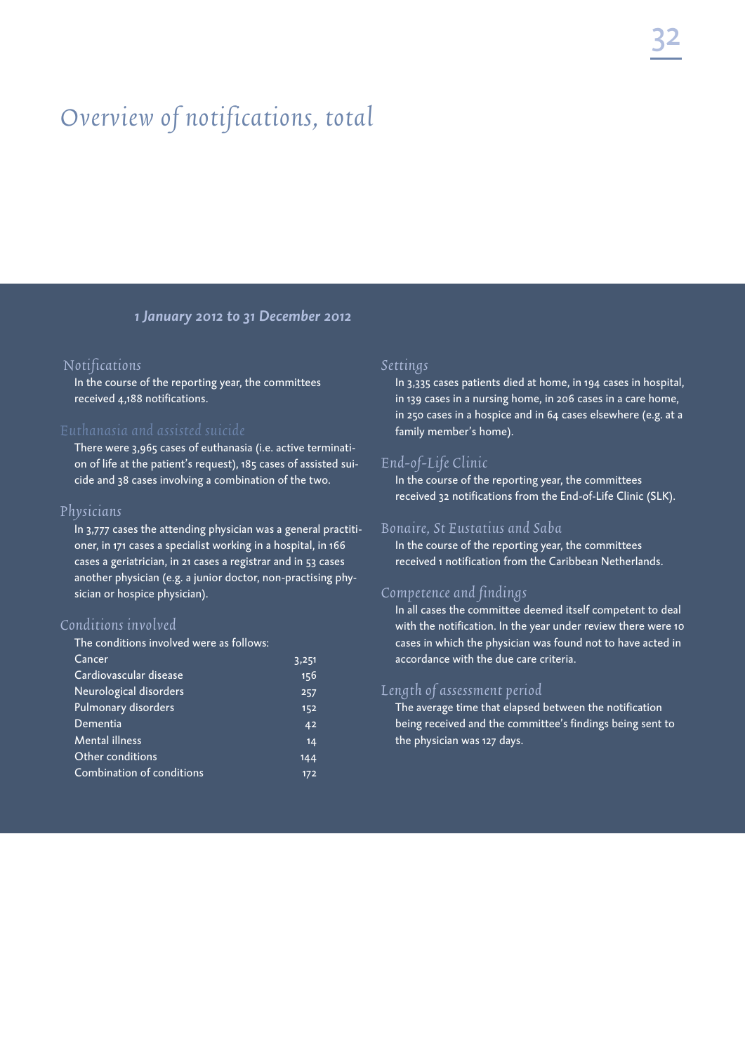# Overview of notifications, total

***1 January 2012 to 31 December 2012***

## Notifications

In the course of the reporting year, the committees received 4,188 notifications.

## Euthanasia and assisted suicide

There were 3,965 cases of euthanasia (i.e. active termination of life at the patient's request), 185 cases of assisted suicide and 38 cases involving a combination of the two.

## Physicians

In 3,777 cases the attending physician was a general practitioner, in 171 cases a specialist working in a hospital, in 166 cases a geriatrician, in 21 cases a registrar and in 53 cases another physician (e.g. a junior doctor, non-practising physician or hospice physician).

## Conditions involved

The conditions involved were as follows:

| Condition | Number |
|---|---|
| Cancer | 3,251 |
| Cardiovascular disease | 156 |
| Neurological disorders | 257 |
| Pulmonary disorders | 152 |
| Dementia | 42 |
| Mental illness | 14 |
| Other conditions | 144 |
| Combination of conditions | 172 |

## Settings

In 3,335 cases patients died at home, in 194 cases in hospital, in 139 cases in a nursing home, in 206 cases in a care home, in 250 cases in a hospice and in 64 cases elsewhere (e.g. at a family member's home).

## End-of-Life Clinic

In the course of the reporting year, the committees received 32 notifications from the End-of-Life Clinic (SLK).

## Bonaire, St Eustatius and Saba

In the course of the reporting year, the committees received 1 notification from the Caribbean Netherlands.

## Competence and findings

In all cases the committee deemed itself competent to deal with the notification. In the year under review there were 10 cases in which the physician was found not to have acted in accordance with the due care criteria.

## Length of assessment period

The average time that elapsed between the notification being received and the committee's findings being sent to the physician was 127 days.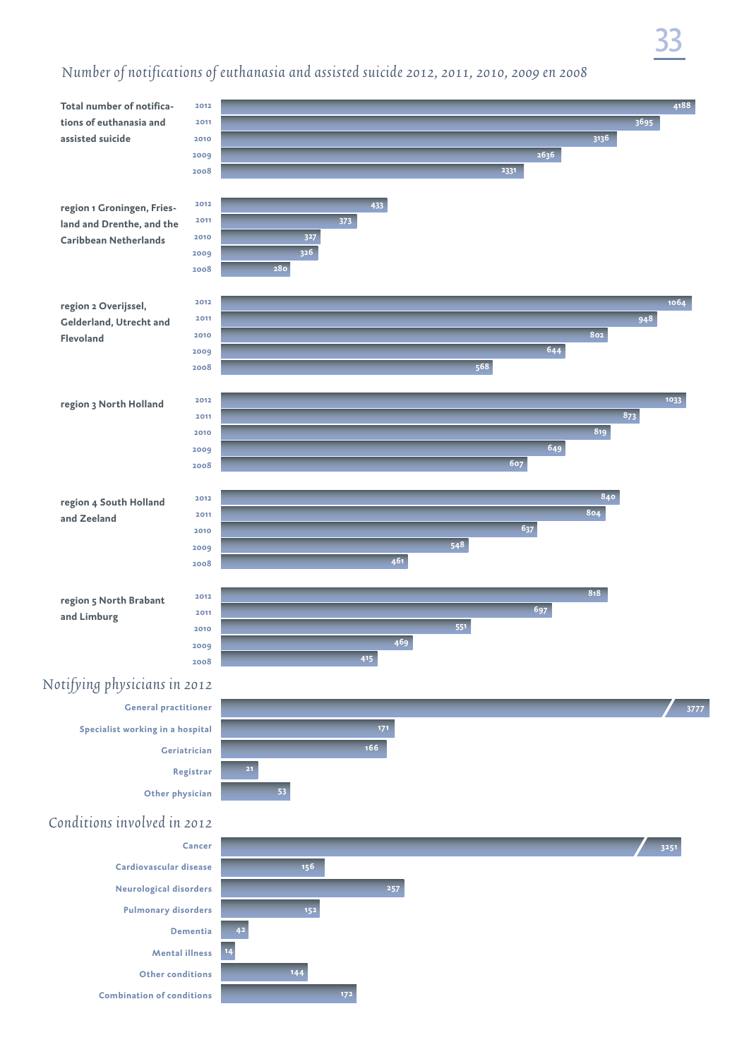## Number of notifications of euthanasia and assisted suicide 2012, 2011, 2010, 2009 en 2008

| | 2012 | 2011 | 2010 | 2009 | 2008 |
|---|---|---|---|---|---|
| Total number of notifications of euthanasia and assisted suicide | 4188 | 3695 | 3136 | 2636 | 2331 |
| region 1 Groningen, Friesland and Drenthe, and the Caribbean Netherlands | 433 | 373 | 327 | 326 | 280 |
| region 2 Overijssel, Gelderland, Utrecht and Flevoland | 1064 | 948 | 802 | 644 | 568 |
| region 3 North Holland | 1033 | 873 | 819 | 649 | 607 |
| region 4 South Holland and Zeeland | 840 | 804 | 637 | 548 | 461 |
| region 5 North Brabant and Limburg | 818 | 697 | 551 | 469 | 415 |

## Notifying physicians in 2012

| Physician | Number |
|---|---|
| General practitioner | 3777 |
| Specialist working in a hospital | 171 |
| Geriatrician | 166 |
| Registrar | 21 |
| Other physician | 53 |

## Conditions involved in 2012

| Condition | Number |
|---|---|
| Cancer | 3251 |
| Cardiovascular disease | 156 |
| Neurological disorders | 257 |
| Pulmonary disorders | 152 |
| Dementia | 42 |
| Mental illness | 14 |
| Other conditions | 144 |
| Combination of conditions | 172 |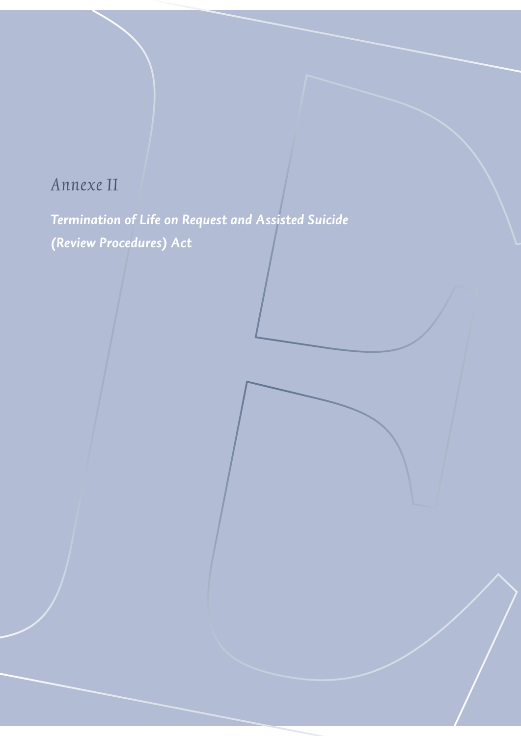*Annexe II*

***Termination of Life on Request and Assisted Suicide (Review Procedures) Act***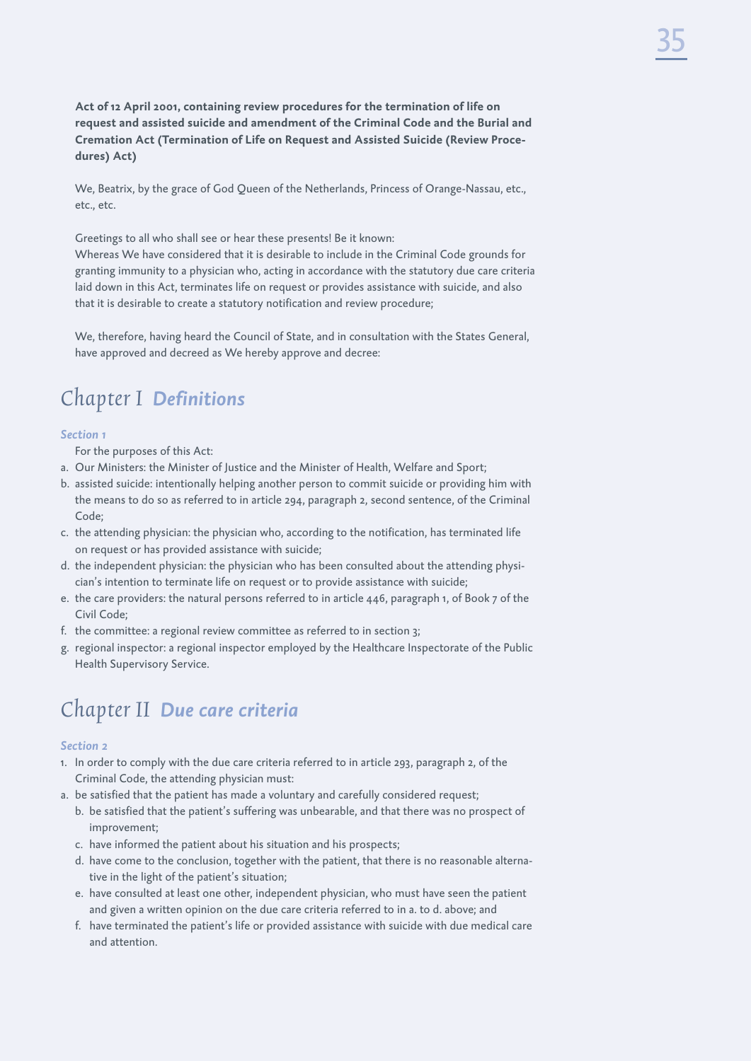**Act of 12 April 2001, containing review procedures for the termination of life on request and assisted suicide and amendment of the Criminal Code and the Burial and Cremation Act (Termination of Life on Request and Assisted Suicide (Review Procedures) Act)**

We, Beatrix, by the grace of God Queen of the Netherlands, Princess of Orange-Nassau, etc., etc., etc.

Greetings to all who shall see or hear these presents! Be it known:
Whereas We have considered that it is desirable to include in the Criminal Code grounds for granting immunity to a physician who, acting in accordance with the statutory due care criteria laid down in this Act, terminates life on request or provides assistance with suicide, and also that it is desirable to create a statutory notification and review procedure;

We, therefore, having heard the Council of State, and in consultation with the States General, have approved and decreed as We hereby approve and decree:

# Chapter I *Definitions*

### *Section 1*

For the purposes of this Act:

a. Our Ministers: the Minister of Justice and the Minister of Health, Welfare and Sport;
b. assisted suicide: intentionally helping another person to commit suicide or providing him with the means to do so as referred to in article 294, paragraph 2, second sentence, of the Criminal Code;
c. the attending physician: the physician who, according to the notification, has terminated life on request or has provided assistance with suicide;
d. the independent physician: the physician who has been consulted about the attending physician's intention to terminate life on request or to provide assistance with suicide;
e. the care providers: the natural persons referred to in article 446, paragraph 1, of Book 7 of the Civil Code;
f. the committee: a regional review committee as referred to in section 3;
g. regional inspector: a regional inspector employed by the Healthcare Inspectorate of the Public Health Supervisory Service.

# Chapter II *Due care criteria*

### *Section 2*

1. In order to comply with the due care criteria referred to in article 293, paragraph 2, of the Criminal Code, the attending physician must:

a. be satisfied that the patient has made a voluntary and carefully considered request;
b. be satisfied that the patient's suffering was unbearable, and that there was no prospect of improvement;
c. have informed the patient about his situation and his prospects;
d. have come to the conclusion, together with the patient, that there is no reasonable alternative in the light of the patient's situation;
e. have consulted at least one other, independent physician, who must have seen the patient and given a written opinion on the due care criteria referred to in a. to d. above; and
f. have terminated the patient's life or provided assistance with suicide with due medical care and attention.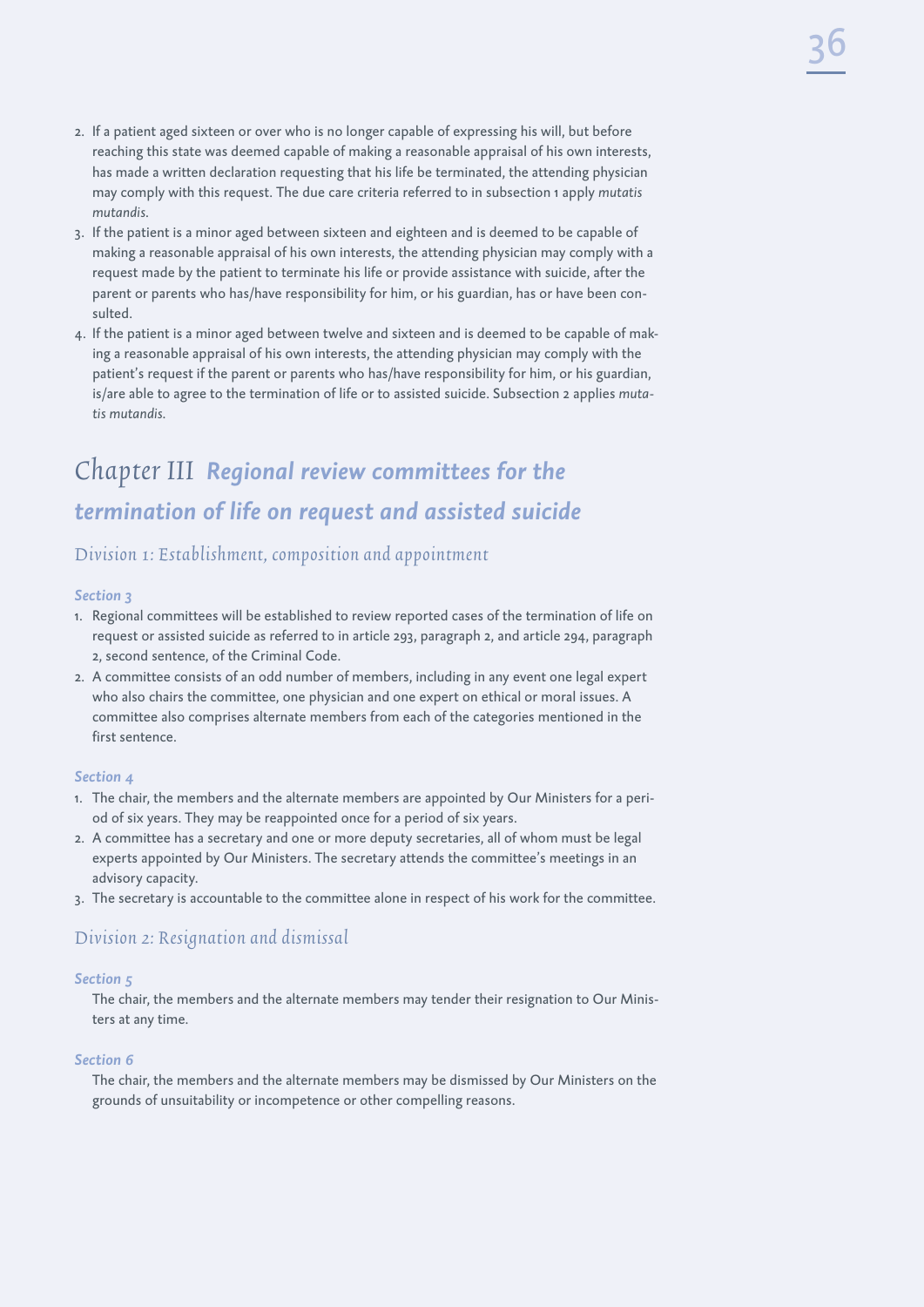2. If a patient aged sixteen or over who is no longer capable of expressing his will, but before reaching this state was deemed capable of making a reasonable appraisal of his own interests, has made a written declaration requesting that his life be terminated, the attending physician may comply with this request. The due care criteria referred to in subsection 1 apply *mutatis mutandis*.
3. If the patient is a minor aged between sixteen and eighteen and is deemed to be capable of making a reasonable appraisal of his own interests, the attending physician may comply with a request made by the patient to terminate his life or provide assistance with suicide, after the parent or parents who has/have responsibility for him, or his guardian, has or have been consulted.
4. If the patient is a minor aged between twelve and sixteen and is deemed to be capable of making a reasonable appraisal of his own interests, the attending physician may comply with the patient's request if the parent or parents who has/have responsibility for him, or his guardian, is/are able to agree to the termination of life or to assisted suicide. Subsection 2 applies *mutatis mutandis*.

# Chapter III *Regional review committees for the termination of life on request and assisted suicide*

## Division 1: Establishment, composition and appointment

### *Section 3*

1. Regional committees will be established to review reported cases of the termination of life on request or assisted suicide as referred to in article 293, paragraph 2, and article 294, paragraph 2, second sentence, of the Criminal Code.
2. A committee consists of an odd number of members, including in any event one legal expert who also chairs the committee, one physician and one expert on ethical or moral issues. A committee also comprises alternate members from each of the categories mentioned in the first sentence.

### *Section 4*

1. The chair, the members and the alternate members are appointed by Our Ministers for a period of six years. They may be reappointed once for a period of six years.
2. A committee has a secretary and one or more deputy secretaries, all of whom must be legal experts appointed by Our Ministers. The secretary attends the committee's meetings in an advisory capacity.
3. The secretary is accountable to the committee alone in respect of his work for the committee.

## Division 2: Resignation and dismissal

### *Section 5*

The chair, the members and the alternate members may tender their resignation to Our Ministers at any time.

### *Section 6*

The chair, the members and the alternate members may be dismissed by Our Ministers on the grounds of unsuitability or incompetence or other compelling reasons.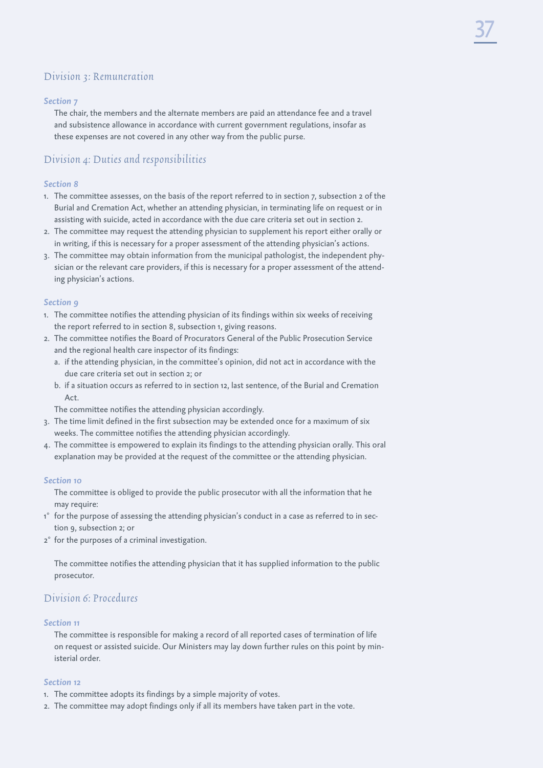## Division 3: Remuneration

**Section 7**

The chair, the members and the alternate members are paid an attendance fee and a travel and subsistence allowance in accordance with current government regulations, insofar as these expenses are not covered in any other way from the public purse.

## Division 4: Duties and responsibilities

**Section 8**

1. The committee assesses, on the basis of the report referred to in section 7, subsection 2 of the Burial and Cremation Act, whether an attending physician, in terminating life on request or in assisting with suicide, acted in accordance with the due care criteria set out in section 2.
2. The committee may request the attending physician to supplement his report either orally or in writing, if this is necessary for a proper assessment of the attending physician's actions.
3. The committee may obtain information from the municipal pathologist, the independent physician or the relevant care providers, if this is necessary for a proper assessment of the attending physician's actions.

**Section 9**

1. The committee notifies the attending physician of its findings within six weeks of receiving the report referred to in section 8, subsection 1, giving reasons.
2. The committee notifies the Board of Procurators General of the Public Prosecution Service and the regional health care inspector of its findings:
   a. if the attending physician, in the committee's opinion, did not act in accordance with the due care criteria set out in section 2; or
   b. if a situation occurs as referred to in section 12, last sentence, of the Burial and Cremation Act.

   The committee notifies the attending physician accordingly.
3. The time limit defined in the first subsection may be extended once for a maximum of six weeks. The committee notifies the attending physician accordingly.
4. The committee is empowered to explain its findings to the attending physician orally. This oral explanation may be provided at the request of the committee or the attending physician.

**Section 10**

The committee is obliged to provide the public prosecutor with all the information that he may require:

1° for the purpose of assessing the attending physician's conduct in a case as referred to in section 9, subsection 2; or
2° for the purposes of a criminal investigation.

The committee notifies the attending physician that it has supplied information to the public prosecutor.

## Division 6: Procedures

**Section 11**

The committee is responsible for making a record of all reported cases of termination of life on request or assisted suicide. Our Ministers may lay down further rules on this point by ministerial order.

**Section 12**

1. The committee adopts its findings by a simple majority of votes.
2. The committee may adopt findings only if all its members have taken part in the vote.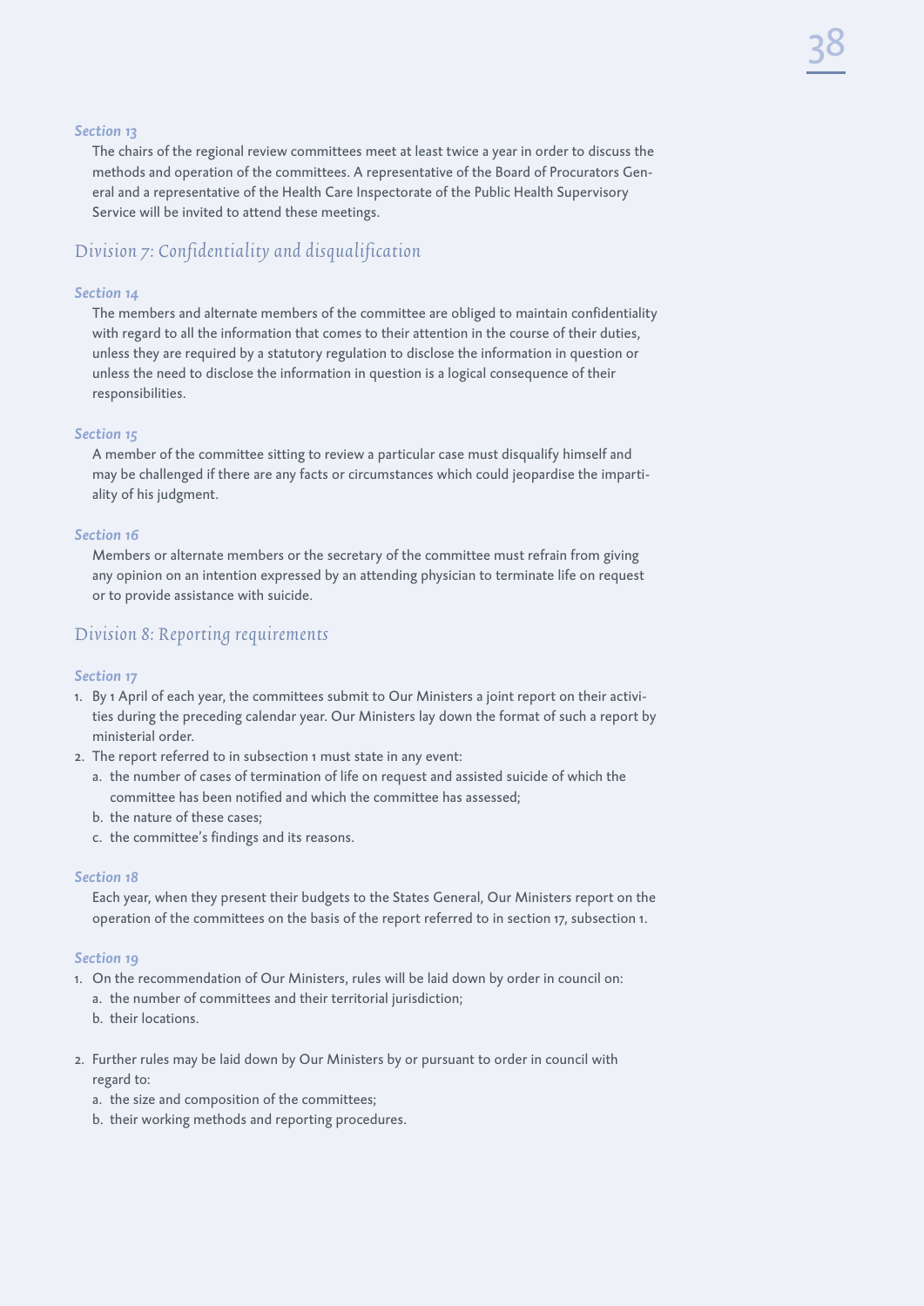### *Section 13*

The chairs of the regional review committees meet at least twice a year in order to discuss the methods and operation of the committees. A representative of the Board of Procurators General and a representative of the Health Care Inspectorate of the Public Health Supervisory Service will be invited to attend these meetings.

## *Division 7: Confidentiality and disqualification*

### *Section 14*

The members and alternate members of the committee are obliged to maintain confidentiality with regard to all the information that comes to their attention in the course of their duties, unless they are required by a statutory regulation to disclose the information in question or unless the need to disclose the information in question is a logical consequence of their responsibilities.

### *Section 15*

A member of the committee sitting to review a particular case must disqualify himself and may be challenged if there are any facts or circumstances which could jeopardise the impartiality of his judgment.

### *Section 16*

Members or alternate members or the secretary of the committee must refrain from giving any opinion on an intention expressed by an attending physician to terminate life on request or to provide assistance with suicide.

## *Division 8: Reporting requirements*

### *Section 17*

1. By 1 April of each year, the committees submit to Our Ministers a joint report on their activities during the preceding calendar year. Our Ministers lay down the format of such a report by ministerial order.
2. The report referred to in subsection 1 must state in any event:
   a. the number of cases of termination of life on request and assisted suicide of which the committee has been notified and which the committee has assessed;
   b. the nature of these cases;
   c. the committee's findings and its reasons.

### *Section 18*

Each year, when they present their budgets to the States General, Our Ministers report on the operation of the committees on the basis of the report referred to in section 17, subsection 1.

### *Section 19*

1. On the recommendation of Our Ministers, rules will be laid down by order in council on:
   a. the number of committees and their territorial jurisdiction;
   b. their locations.

2. Further rules may be laid down by Our Ministers by or pursuant to order in council with regard to:
   a. the size and composition of the committees;
   b. their working methods and reporting procedures.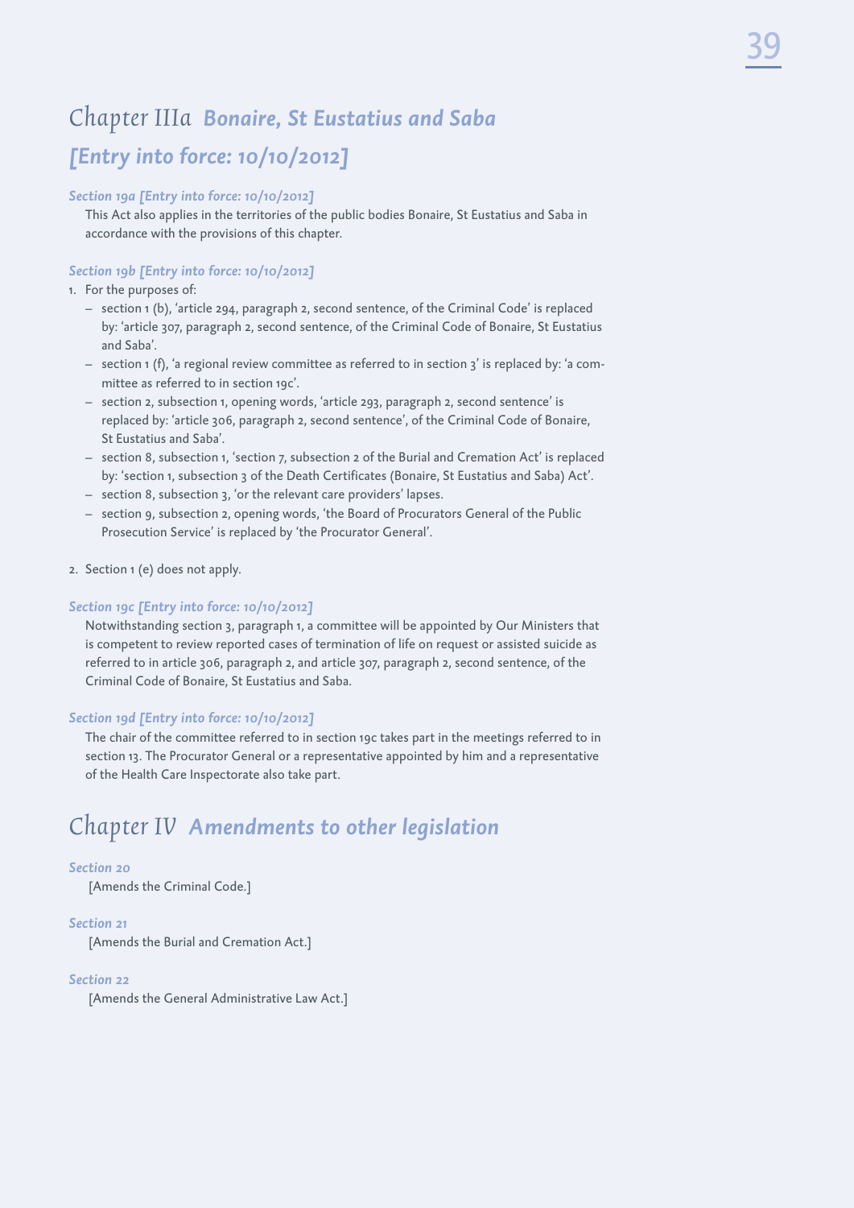# Chapter IIIa *Bonaire, St Eustatius and Saba [Entry into force: 10/10/2012]*

### *Section 19a [Entry into force: 10/10/2012]*

This Act also applies in the territories of the public bodies Bonaire, St Eustatius and Saba in accordance with the provisions of this chapter.

### *Section 19b [Entry into force: 10/10/2012]*

1. For the purposes of:
   - section 1 (b), 'article 294, paragraph 2, second sentence, of the Criminal Code' is replaced by: 'article 307, paragraph 2, second sentence, of the Criminal Code of Bonaire, St Eustatius and Saba'.
   - section 1 (f), 'a regional review committee as referred to in section 3' is replaced by: 'a committee as referred to in section 19c'.
   - section 2, subsection 1, opening words, 'article 293, paragraph 2, second sentence' is replaced by: 'article 306, paragraph 2, second sentence', of the Criminal Code of Bonaire, St Eustatius and Saba'.
   - section 8, subsection 1, 'section 7, subsection 2 of the Burial and Cremation Act' is replaced by: 'section 1, subsection 3 of the Death Certificates (Bonaire, St Eustatius and Saba) Act'.
   - section 8, subsection 3, 'or the relevant care providers' lapses.
   - section 9, subsection 2, opening words, 'the Board of Procurators General of the Public Prosecution Service' is replaced by 'the Procurator General'.

2. Section 1 (e) does not apply.

### *Section 19c [Entry into force: 10/10/2012]*

Notwithstanding section 3, paragraph 1, a committee will be appointed by Our Ministers that is competent to review reported cases of termination of life on request or assisted suicide as referred to in article 306, paragraph 2, and article 307, paragraph 2, second sentence, of the Criminal Code of Bonaire, St Eustatius and Saba.

### *Section 19d [Entry into force: 10/10/2012]*

The chair of the committee referred to in section 19c takes part in the meetings referred to in section 13. The Procurator General or a representative appointed by him and a representative of the Health Care Inspectorate also take part.

# Chapter IV *Amendments to other legislation*

### *Section 20*

[Amends the Criminal Code.]

### *Section 21*

[Amends the Burial and Cremation Act.]

### *Section 22*

[Amends the General Administrative Law Act.]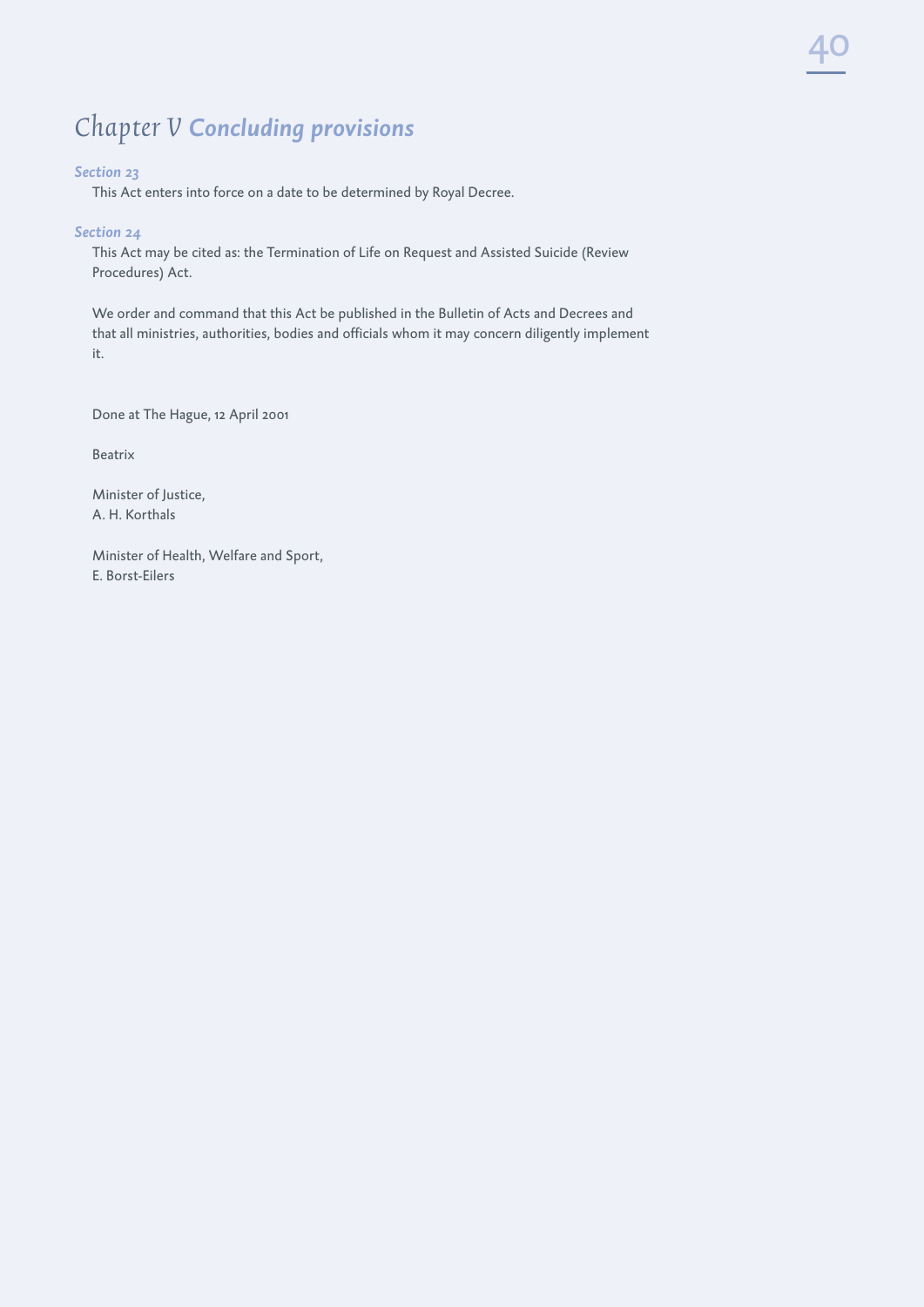# Chapter V *Concluding provisions*

***Section 23***

This Act enters into force on a date to be determined by Royal Decree.

***Section 24***

This Act may be cited as: the Termination of Life on Request and Assisted Suicide (Review Procedures) Act.

We order and command that this Act be published in the Bulletin of Acts and Decrees and that all ministries, authorities, bodies and officials whom it may concern diligently implement it.

Done at The Hague, 12 April 2001

Beatrix

Minister of Justice,
A. H. Korthals

Minister of Health, Welfare and Sport,
E. Borst-Eilers